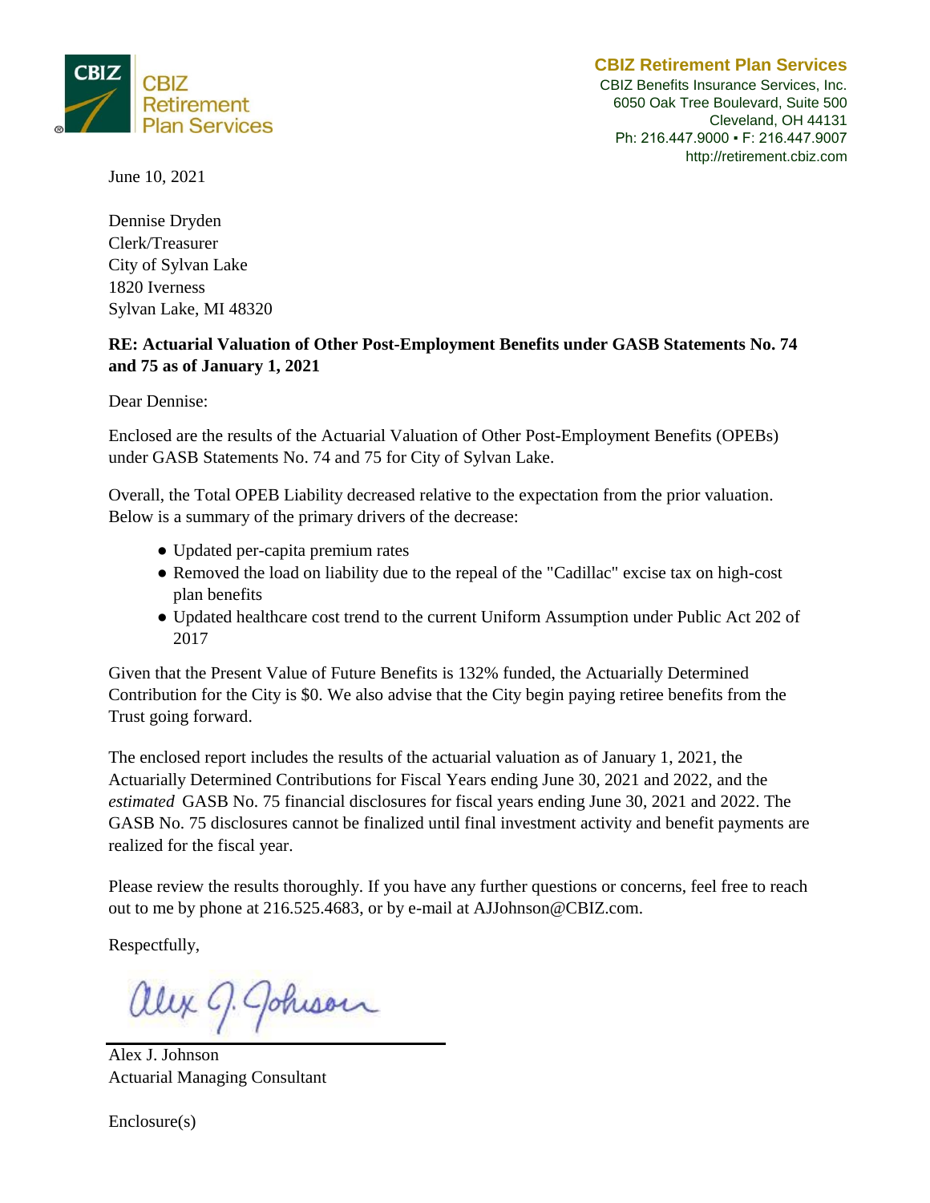CBIZ Retirement Plan Services

**CBIZ Retirement Plan Services**
CBIZ Benefits Insurance Services, Inc.
6050 Oak Tree Boulevard, Suite 500
Cleveland, OH 44131
Ph: 216.447.9000 ▪ F: 216.447.9007
http://retirement.cbiz.com

June 10, 2021

Dennise Dryden
Clerk/Treasurer
City of Sylvan Lake
1820 Iverness
Sylvan Lake, MI 48320

**RE: Actuarial Valuation of Other Post-Employment Benefits under GASB Statements No. 74 and 75 as of January 1, 2021**

Dear Dennise:

Enclosed are the results of the Actuarial Valuation of Other Post-Employment Benefits (OPEBs) under GASB Statements No. 74 and 75 for City of Sylvan Lake.

Overall, the Total OPEB Liability decreased relative to the expectation from the prior valuation. Below is a summary of the primary drivers of the decrease:

- Updated per-capita premium rates
- Removed the load on liability due to the repeal of the "Cadillac" excise tax on high-cost plan benefits
- Updated healthcare cost trend to the current Uniform Assumption under Public Act 202 of 2017

Given that the Present Value of Future Benefits is 132% funded, the Actuarially Determined Contribution for the City is $0. We also advise that the City begin paying retiree benefits from the Trust going forward.

The enclosed report includes the results of the actuarial valuation as of January 1, 2021, the Actuarially Determined Contributions for Fiscal Years ending June 30, 2021 and 2022, and the *estimated* GASB No. 75 financial disclosures for fiscal years ending June 30, 2021 and 2022. The GASB No. 75 disclosures cannot be finalized until final investment activity and benefit payments are realized for the fiscal year.

Please review the results thoroughly. If you have any further questions or concerns, feel free to reach out to me by phone at 216.525.4683, or by e-mail at AJJohnson@CBIZ.com.

Respectfully,

Alex J. Johnson
Actuarial Managing Consultant

Enclosure(s)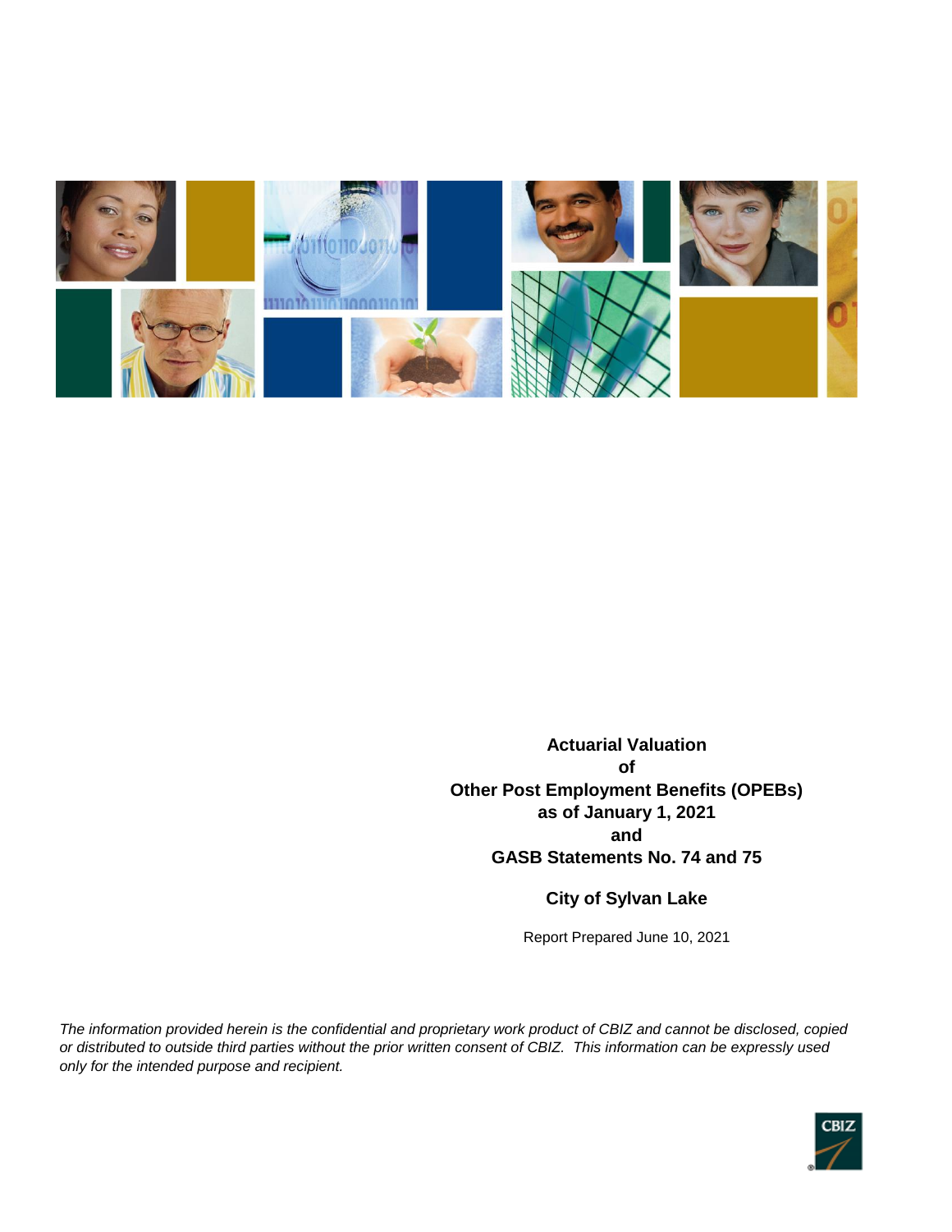**Actuarial Valuation**
**of**
**Other Post Employment Benefits (OPEBs)**
**as of January 1, 2021**
**and**
**GASB Statements No. 74 and 75**

**City of Sylvan Lake**

Report Prepared June 10, 2021

*The information provided herein is the confidential and proprietary work product of CBIZ and cannot be disclosed, copied or distributed to outside third parties without the prior written consent of CBIZ. This information can be expressly used only for the intended purpose and recipient.*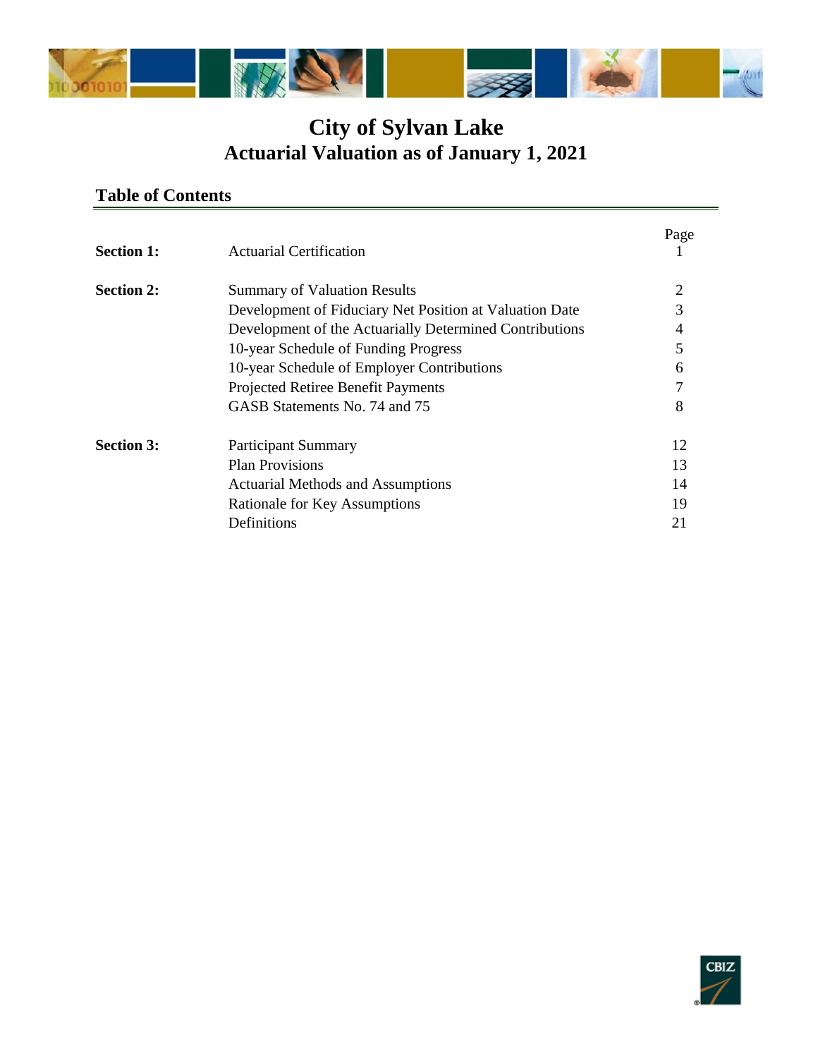# City of Sylvan Lake
## Actuarial Valuation as of January 1, 2021

### Table of Contents

| | | Page |
|---|---|---|
| **Section 1:** | Actuarial Certification | 1 |
| **Section 2:** | Summary of Valuation Results | 2 |
| | Development of Fiduciary Net Position at Valuation Date | 3 |
| | Development of the Actuarially Determined Contributions | 4 |
| | 10-year Schedule of Funding Progress | 5 |
| | 10-year Schedule of Employer Contributions | 6 |
| | Projected Retiree Benefit Payments | 7 |
| | GASB Statements No. 74 and 75 | 8 |
| **Section 3:** | Participant Summary | 12 |
| | Plan Provisions | 13 |
| | Actuarial Methods and Assumptions | 14 |
| | Rationale for Key Assumptions | 19 |
| | Definitions | 21 |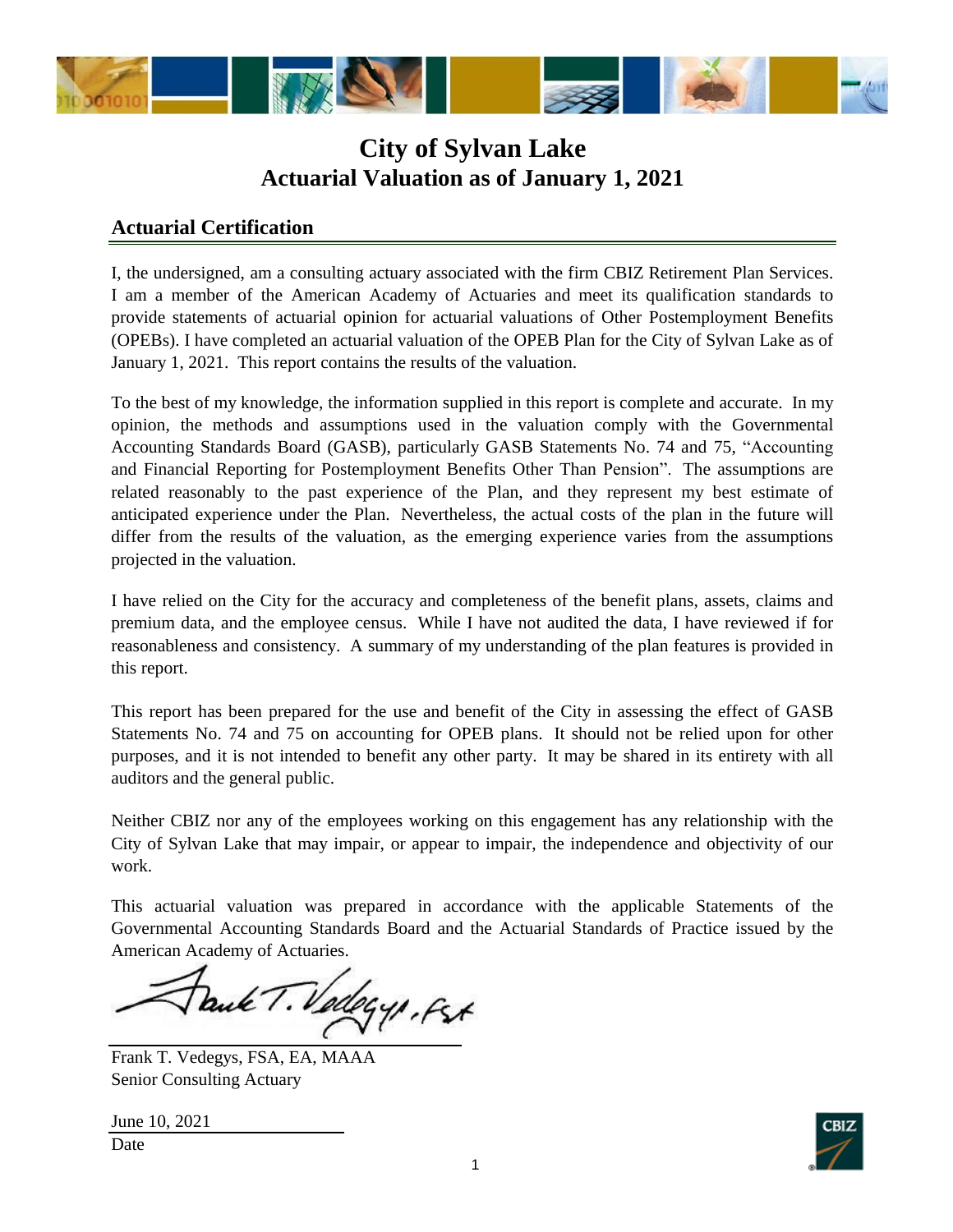# City of Sylvan Lake
# Actuarial Valuation as of January 1, 2021

## Actuarial Certification

I, the undersigned, am a consulting actuary associated with the firm CBIZ Retirement Plan Services. I am a member of the American Academy of Actuaries and meet its qualification standards to provide statements of actuarial opinion for actuarial valuations of Other Postemployment Benefits (OPEBs). I have completed an actuarial valuation of the OPEB Plan for the City of Sylvan Lake as of January 1, 2021. This report contains the results of the valuation.

To the best of my knowledge, the information supplied in this report is complete and accurate. In my opinion, the methods and assumptions used in the valuation comply with the Governmental Accounting Standards Board (GASB), particularly GASB Statements No. 74 and 75, "Accounting and Financial Reporting for Postemployment Benefits Other Than Pension". The assumptions are related reasonably to the past experience of the Plan, and they represent my best estimate of anticipated experience under the Plan. Nevertheless, the actual costs of the plan in the future will differ from the results of the valuation, as the emerging experience varies from the assumptions projected in the valuation.

I have relied on the City for the accuracy and completeness of the benefit plans, assets, claims and premium data, and the employee census. While I have not audited the data, I have reviewed if for reasonableness and consistency. A summary of my understanding of the plan features is provided in this report.

This report has been prepared for the use and benefit of the City in assessing the effect of GASB Statements No. 74 and 75 on accounting for OPEB plans. It should not be relied upon for other purposes, and it is not intended to benefit any other party. It may be shared in its entirety with all auditors and the general public.

Neither CBIZ nor any of the employees working on this engagement has any relationship with the City of Sylvan Lake that may impair, or appear to impair, the independence and objectivity of our work.

This actuarial valuation was prepared in accordance with the applicable Statements of the Governmental Accounting Standards Board and the Actuarial Standards of Practice issued by the American Academy of Actuaries.

Frank T. Vedegys, FSA, EA, MAAA
Senior Consulting Actuary

June 10, 2021
Date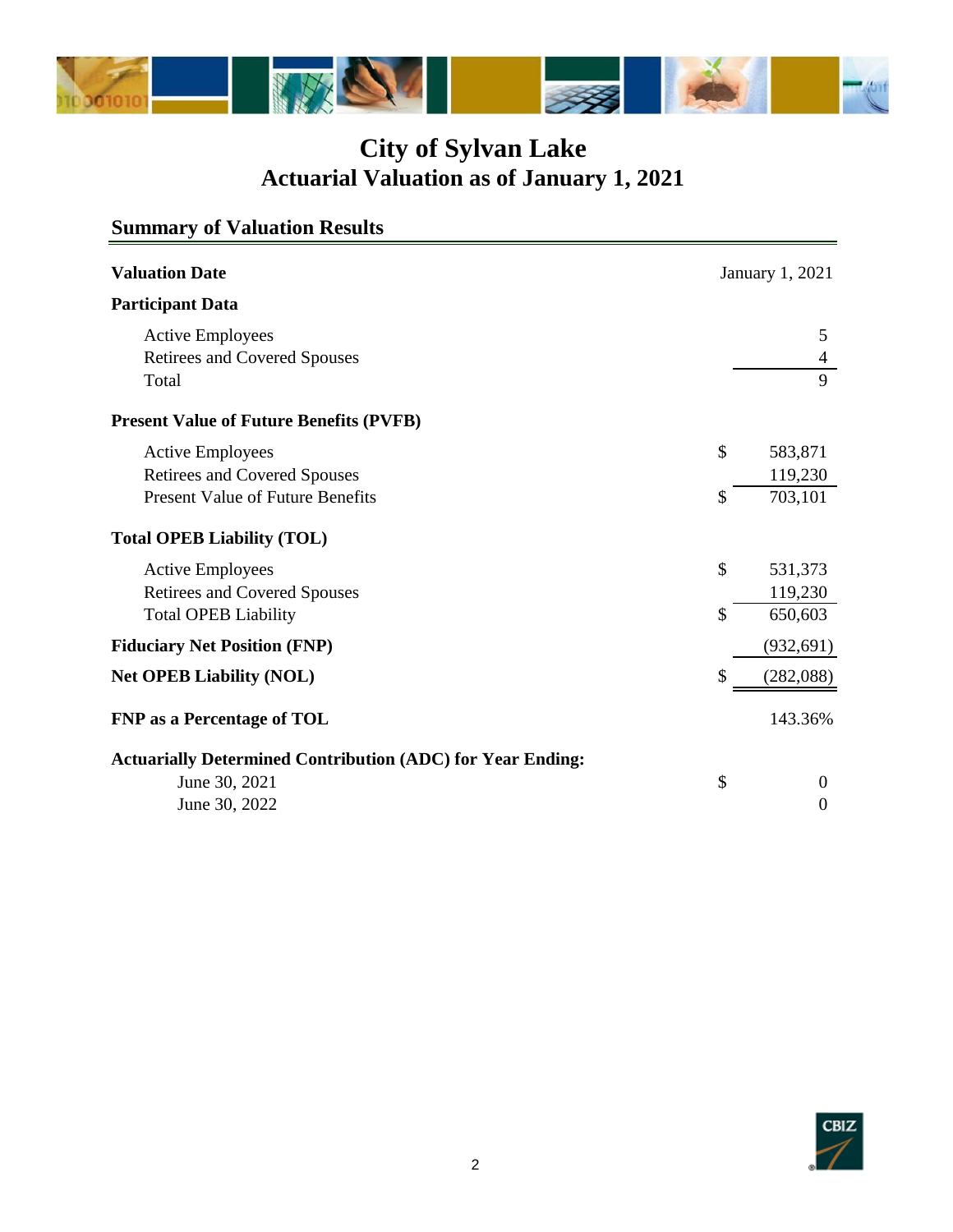# City of Sylvan Lake
## Actuarial Valuation as of January 1, 2021

### Summary of Valuation Results

| | |
|---|---|
| **Valuation Date** | January 1, 2021 |
| **Participant Data** | |
| Active Employees | 5 |
| Retirees and Covered Spouses | 4 |
| Total | 9 |
| **Present Value of Future Benefits (PVFB)** | |
| Active Employees | $ 583,871 |
| Retirees and Covered Spouses | 119,230 |
| Present Value of Future Benefits | $ 703,101 |
| **Total OPEB Liability (TOL)** | |
| Active Employees | $ 531,373 |
| Retirees and Covered Spouses | 119,230 |
| Total OPEB Liability | $ 650,603 |
| **Fiduciary Net Position (FNP)** | (932,691) |
| **Net OPEB Liability (NOL)** | $ (282,088) |
| **FNP as a Percentage of TOL** | 143.36% |
| **Actuarially Determined Contribution (ADC) for Year Ending:** | |
| June 30, 2021 | $ 0 |
| June 30, 2022 | 0 |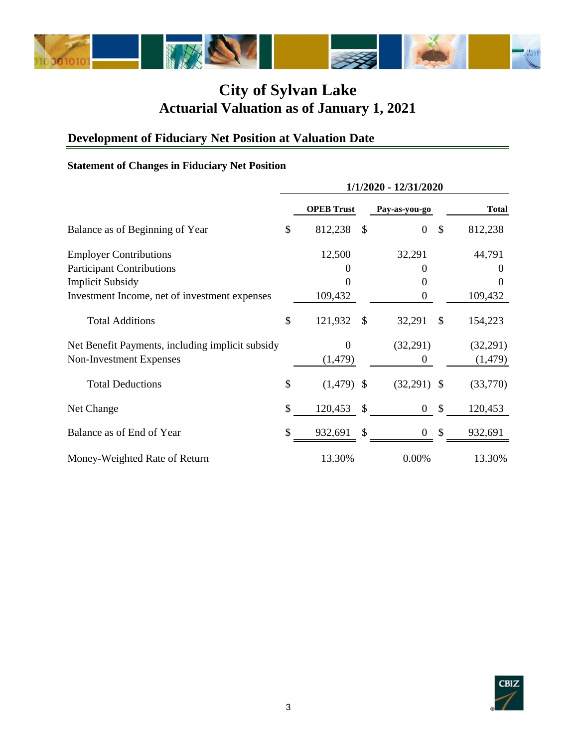# City of Sylvan Lake
## Actuarial Valuation as of January 1, 2021

## Development of Fiduciary Net Position at Valuation Date

### Statement of Changes in Fiduciary Net Position

| | 1/1/2020 - 12/31/2020 | | |
|---|---|---|---|
| | **OPEB Trust** | **Pay-as-you-go** | **Total** |
| Balance as of Beginning of Year | $ 812,238 | $ 0 | $ 812,238 |
| Employer Contributions | 12,500 | 32,291 | 44,791 |
| Participant Contributions | 0 | 0 | 0 |
| Implicit Subsidy | 0 | 0 | 0 |
| Investment Income, net of investment expenses | 109,432 | 0 | 109,432 |
| Total Additions | $ 121,932 | $ 32,291 | $ 154,223 |
| Net Benefit Payments, including implicit subsidy | 0 | (32,291) | (32,291) |
| Non-Investment Expenses | (1,479) | 0 | (1,479) |
| Total Deductions | $ (1,479) | $ (32,291) | $ (33,770) |
| Net Change | $ 120,453 | $ 0 | $ 120,453 |
| Balance as of End of Year | $ 932,691 | $ 0 | $ 932,691 |
| Money-Weighted Rate of Return | 13.30% | 0.00% | 13.30% |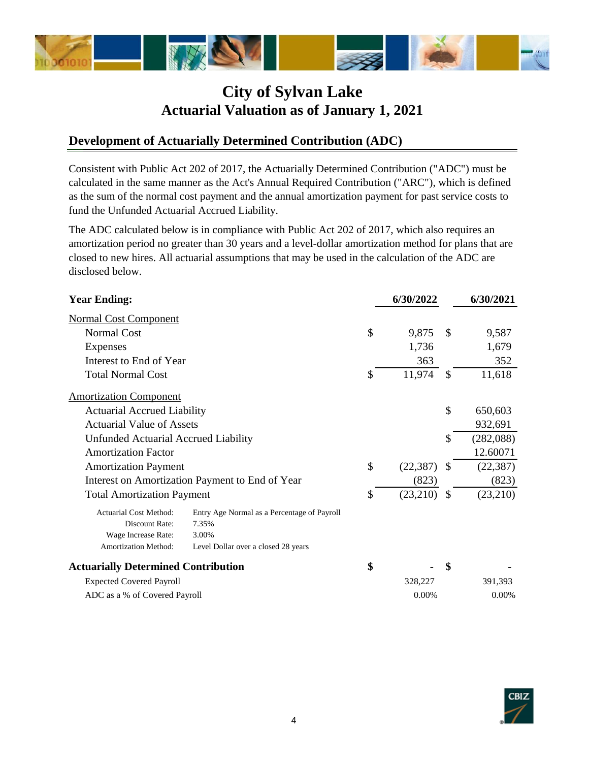# City of Sylvan Lake
## Actuarial Valuation as of January 1, 2021

### Development of Actuarially Determined Contribution (ADC)

Consistent with Public Act 202 of 2017, the Actuarially Determined Contribution ("ADC") must be calculated in the same manner as the Act's Annual Required Contribution ("ARC"), which is defined as the sum of the normal cost payment and the annual amortization payment for past service costs to fund the Unfunded Actuarial Accrued Liability.

The ADC calculated below is in compliance with Public Act 202 of 2017, which also requires an amortization period no greater than 30 years and a level-dollar amortization method for plans that are closed to new hires. All actuarial assumptions that may be used in the calculation of the ADC are disclosed below.

| **Year Ending:** | **6/30/2022** | **6/30/2021** |
|---|---|---|
| Normal Cost Component | | |
| Normal Cost | $ 9,875 | $ 9,587 |
| Expenses | 1,736 | 1,679 |
| Interest to End of Year | 363 | 352 |
| Total Normal Cost | $ 11,974 | $ 11,618 |
| Amortization Component | | |
| Actuarial Accrued Liability | | $ 650,603 |
| Actuarial Value of Assets | | 932,691 |
| Unfunded Actuarial Accrued Liability | | $ (282,088) |
| Amortization Factor | | 12.60071 |
| Amortization Payment | $ (22,387) | $ (22,387) |
| Interest on Amortization Payment to End of Year | (823) | (823) |
| Total Amortization Payment | $ (23,210) | $ (23,210) |
| **Actuarially Determined Contribution** | **$ -** | **$ -** |
| Expected Covered Payroll | 328,227 | 391,393 |
| ADC as a % of Covered Payroll | 0.00% | 0.00% |

Actuarial Cost Method: Entry Age Normal as a Percentage of Payroll
Discount Rate: 7.35%
Wage Increase Rate: 3.00%
Amortization Method: Level Dollar over a closed 28 years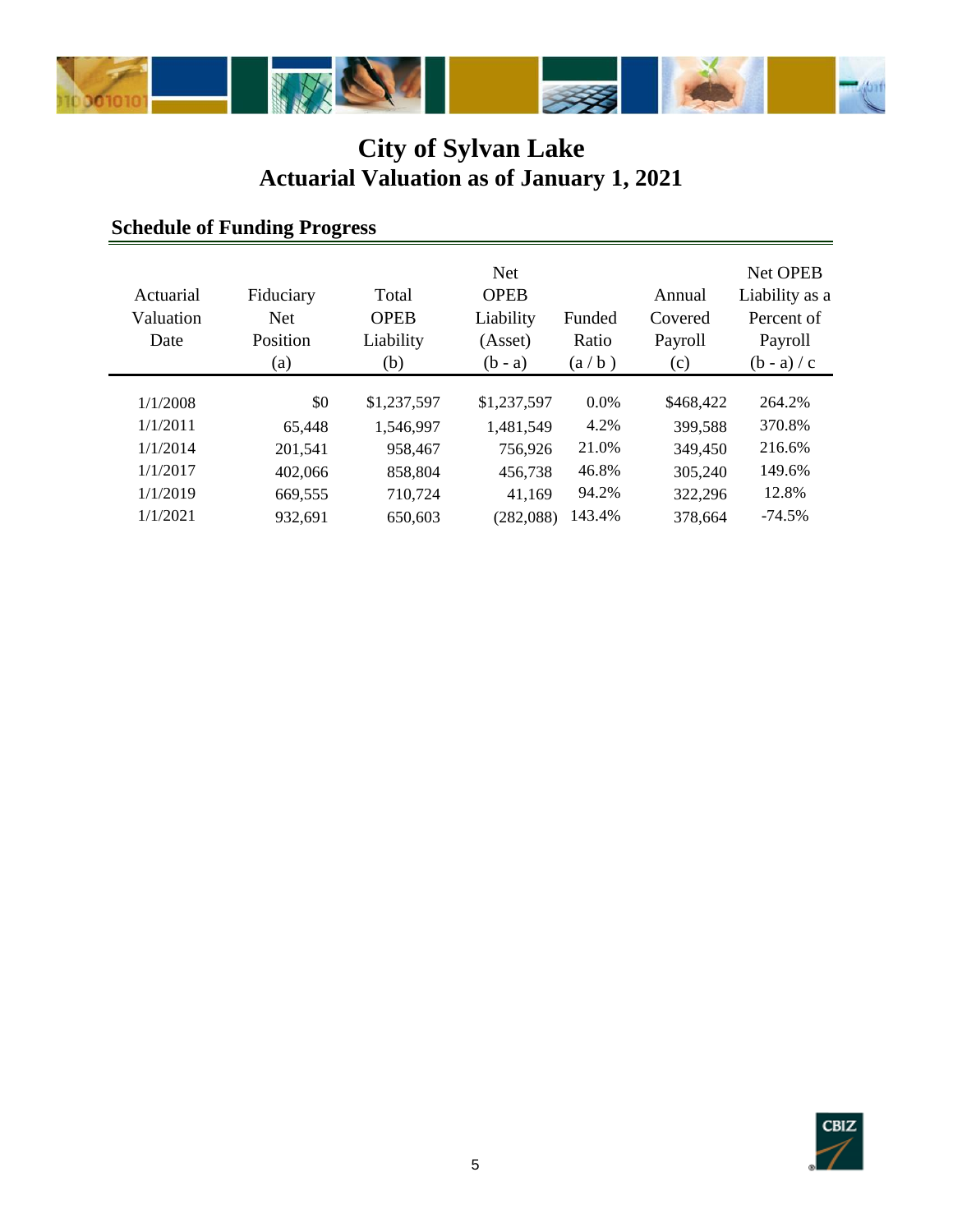# City of Sylvan Lake
## Actuarial Valuation as of January 1, 2021

### Schedule of Funding Progress

| Actuarial Valuation Date | Fiduciary Net Position (a) | Total OPEB Liability (b) | Net OPEB Liability (Asset) (b - a) | Funded Ratio (a / b ) | Annual Covered Payroll (c) | Net OPEB Liability as a Percent of Payroll (b - a) / c |
|---|---|---|---|---|---|---|
| 1/1/2008 | $0 | $1,237,597 | $1,237,597 | 0.0% | $468,422 | 264.2% |
| 1/1/2011 | 65,448 | 1,546,997 | 1,481,549 | 4.2% | 399,588 | 370.8% |
| 1/1/2014 | 201,541 | 958,467 | 756,926 | 21.0% | 349,450 | 216.6% |
| 1/1/2017 | 402,066 | 858,804 | 456,738 | 46.8% | 305,240 | 149.6% |
| 1/1/2019 | 669,555 | 710,724 | 41,169 | 94.2% | 322,296 | 12.8% |
| 1/1/2021 | 932,691 | 650,603 | (282,088) | 143.4% | 378,664 | -74.5% |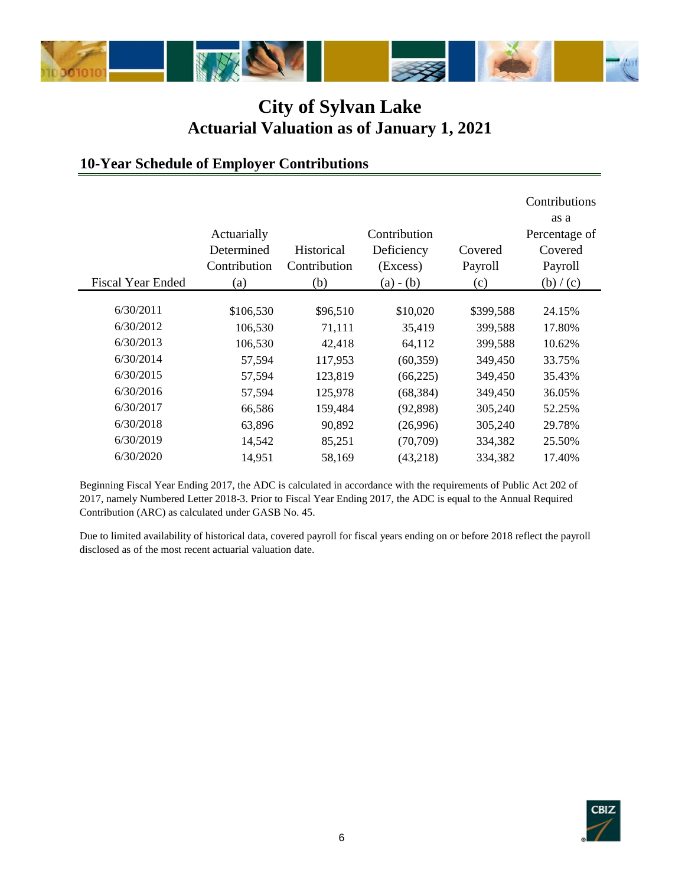# City of Sylvan Lake
## Actuarial Valuation as of January 1, 2021

### 10-Year Schedule of Employer Contributions

| Fiscal Year Ended | Actuarially Determined Contribution (a) | Historical Contribution (b) | Contribution Deficiency (Excess) (a) - (b) | Covered Payroll (c) | Contributions as a Percentage of Covered Payroll (b) / (c) |
|---|---|---|---|---|---|
| 6/30/2011 | $106,530 | $96,510 | $10,020 | $399,588 | 24.15% |
| 6/30/2012 | 106,530 | 71,111 | 35,419 | 399,588 | 17.80% |
| 6/30/2013 | 106,530 | 42,418 | 64,112 | 399,588 | 10.62% |
| 6/30/2014 | 57,594 | 117,953 | (60,359) | 349,450 | 33.75% |
| 6/30/2015 | 57,594 | 123,819 | (66,225) | 349,450 | 35.43% |
| 6/30/2016 | 57,594 | 125,978 | (68,384) | 349,450 | 36.05% |
| 6/30/2017 | 66,586 | 159,484 | (92,898) | 305,240 | 52.25% |
| 6/30/2018 | 63,896 | 90,892 | (26,996) | 305,240 | 29.78% |
| 6/30/2019 | 14,542 | 85,251 | (70,709) | 334,382 | 25.50% |
| 6/30/2020 | 14,951 | 58,169 | (43,218) | 334,382 | 17.40% |

Beginning Fiscal Year Ending 2017, the ADC is calculated in accordance with the requirements of Public Act 202 of 2017, namely Numbered Letter 2018-3. Prior to Fiscal Year Ending 2017, the ADC is equal to the Annual Required Contribution (ARC) as calculated under GASB No. 45.

Due to limited availability of historical data, covered payroll for fiscal years ending on or before 2018 reflect the payroll disclosed as of the most recent actuarial valuation date.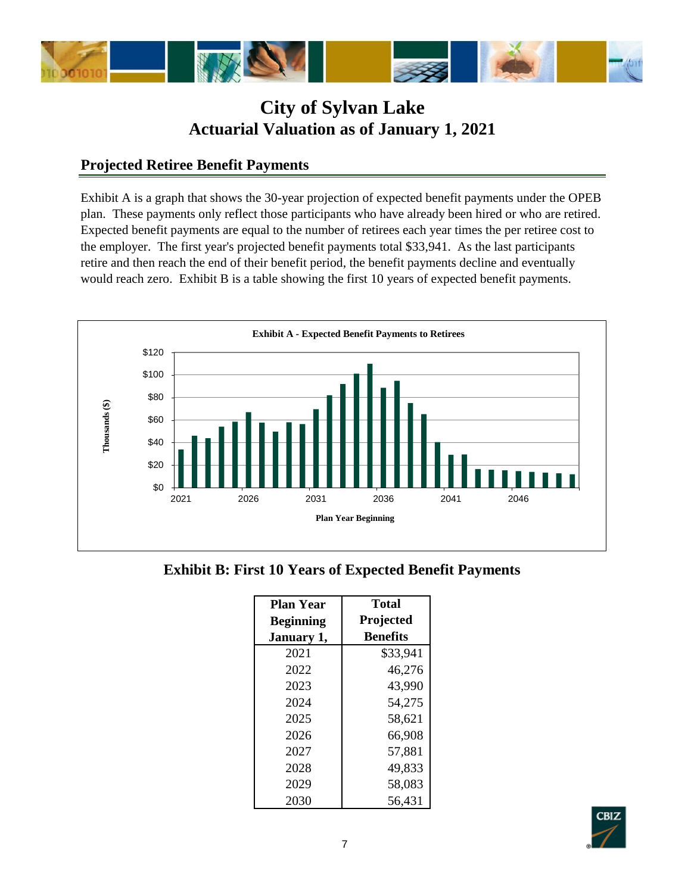# City of Sylvan Lake
## Actuarial Valuation as of January 1, 2021

### Projected Retiree Benefit Payments

Exhibit A is a graph that shows the 30-year projection of expected benefit payments under the OPEB plan. These payments only reflect those participants who have already been hired or who are retired. Expected benefit payments are equal to the number of retirees each year times the per retiree cost to the employer. The first year's projected benefit payments total $33,941. As the last participants retire and then reach the end of their benefit period, the benefit payments decline and eventually would reach zero. Exhibit B is a table showing the first 10 years of expected benefit payments.

**Exhibit A - Expected Benefit Payments to Retirees**

### Exhibit B: First 10 Years of Expected Benefit Payments

| Plan Year Beginning January 1, | Total Projected Benefits |
|---|---|
| 2021 | $33,941 |
| 2022 | 46,276 |
| 2023 | 43,990 |
| 2024 | 54,275 |
| 2025 | 58,621 |
| 2026 | 66,908 |
| 2027 | 57,881 |
| 2028 | 49,833 |
| 2029 | 58,083 |
| 2030 | 56,431 |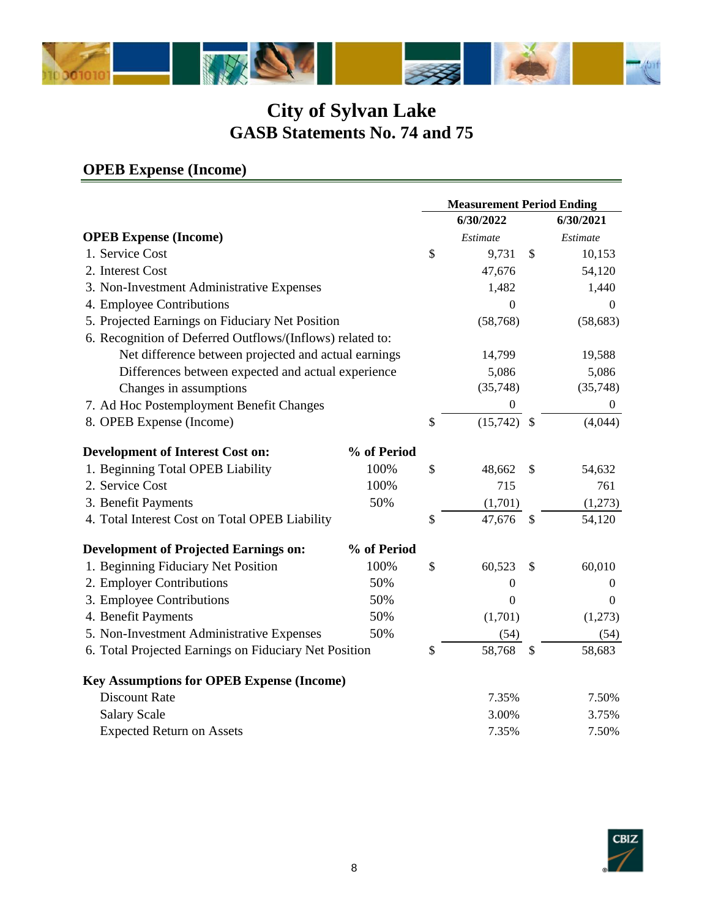# City of Sylvan Lake
## GASB Statements No. 74 and 75

### OPEB Expense (Income)

| | | Measurement Period Ending | |
|---|---|---|---|
| | | 6/30/2022 | 6/30/2021 |
| **OPEB Expense (Income)** | | *Estimate* | *Estimate* |
| 1. Service Cost | | $ 9,731 | $ 10,153 |
| 2. Interest Cost | | 47,676 | 54,120 |
| 3. Non-Investment Administrative Expenses | | 1,482 | 1,440 |
| 4. Employee Contributions | | 0 | 0 |
| 5. Projected Earnings on Fiduciary Net Position | | (58,768) | (58,683) |
| 6. Recognition of Deferred Outflows/(Inflows) related to: | | | |
| Net difference between projected and actual earnings | | 14,799 | 19,588 |
| Differences between expected and actual experience | | 5,086 | 5,086 |
| Changes in assumptions | | (35,748) | (35,748) |
| 7. Ad Hoc Postemployment Benefit Changes | | 0 | 0 |
| 8. OPEB Expense (Income) | | $ (15,742) | $ (4,044) |
| | | | |
| **Development of Interest Cost on:** | **% of Period** | | |
| 1. Beginning Total OPEB Liability | 100% | $ 48,662 | $ 54,632 |
| 2. Service Cost | 100% | 715 | 761 |
| 3. Benefit Payments | 50% | (1,701) | (1,273) |
| 4. Total Interest Cost on Total OPEB Liability | | $ 47,676 | $ 54,120 |
| | | | |
| **Development of Projected Earnings on:** | **% of Period** | | |
| 1. Beginning Fiduciary Net Position | 100% | $ 60,523 | $ 60,010 |
| 2. Employer Contributions | 50% | 0 | 0 |
| 3. Employee Contributions | 50% | 0 | 0 |
| 4. Benefit Payments | 50% | (1,701) | (1,273) |
| 5. Non-Investment Administrative Expenses | 50% | (54) | (54) |
| 6. Total Projected Earnings on Fiduciary Net Position | | $ 58,768 | $ 58,683 |
| | | | |
| **Key Assumptions for OPEB Expense (Income)** | | | |
| Discount Rate | | 7.35% | 7.50% |
| Salary Scale | | 3.00% | 3.75% |
| Expected Return on Assets | | 7.35% | 7.50% |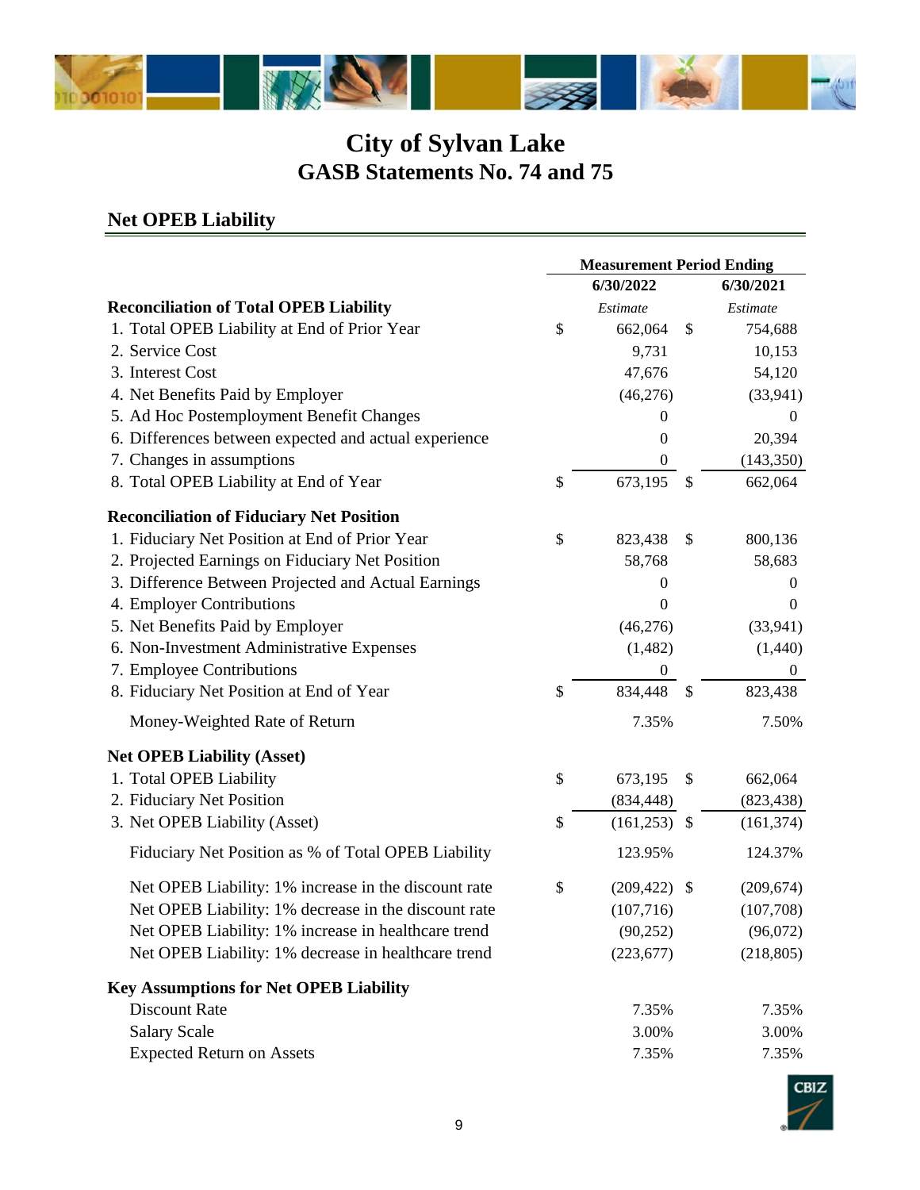# City of Sylvan Lake
## GASB Statements No. 74 and 75

### Net OPEB Liability

| | Measurement Period Ending | |
|---|---|---|
| | **6/30/2022** | **6/30/2021** |
| **Reconciliation of Total OPEB Liability** | *Estimate* | *Estimate* |
| 1. Total OPEB Liability at End of Prior Year | $ 662,064 | $ 754,688 |
| 2. Service Cost | 9,731 | 10,153 |
| 3. Interest Cost | 47,676 | 54,120 |
| 4. Net Benefits Paid by Employer | (46,276) | (33,941) |
| 5. Ad Hoc Postemployment Benefit Changes | 0 | 0 |
| 6. Differences between expected and actual experience | 0 | 20,394 |
| 7. Changes in assumptions | 0 | (143,350) |
| 8. Total OPEB Liability at End of Year | $ 673,195 | $ 662,064 |
| **Reconciliation of Fiduciary Net Position** | | |
| 1. Fiduciary Net Position at End of Prior Year | $ 823,438 | $ 800,136 |
| 2. Projected Earnings on Fiduciary Net Position | 58,768 | 58,683 |
| 3. Difference Between Projected and Actual Earnings | 0 | 0 |
| 4. Employer Contributions | 0 | 0 |
| 5. Net Benefits Paid by Employer | (46,276) | (33,941) |
| 6. Non-Investment Administrative Expenses | (1,482) | (1,440) |
| 7. Employee Contributions | 0 | 0 |
| 8. Fiduciary Net Position at End of Year | $ 834,448 | $ 823,438 |
| Money-Weighted Rate of Return | 7.35% | 7.50% |
| **Net OPEB Liability (Asset)** | | |
| 1. Total OPEB Liability | $ 673,195 | $ 662,064 |
| 2. Fiduciary Net Position | (834,448) | (823,438) |
| 3. Net OPEB Liability (Asset) | $ (161,253) | $ (161,374) |
| Fiduciary Net Position as % of Total OPEB Liability | 123.95% | 124.37% |
| Net OPEB Liability: 1% increase in the discount rate | $ (209,422) | $ (209,674) |
| Net OPEB Liability: 1% decrease in the discount rate | (107,716) | (107,708) |
| Net OPEB Liability: 1% increase in healthcare trend | (90,252) | (96,072) |
| Net OPEB Liability: 1% decrease in healthcare trend | (223,677) | (218,805) |
| **Key Assumptions for Net OPEB Liability** | | |
| Discount Rate | 7.35% | 7.35% |
| Salary Scale | 3.00% | 3.00% |
| Expected Return on Assets | 7.35% | 7.35% |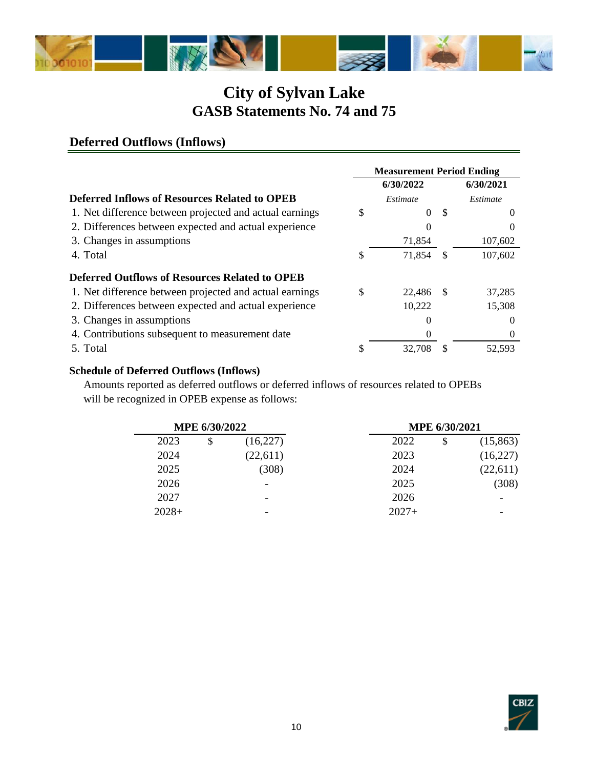# City of Sylvan Lake
## GASB Statements No. 74 and 75

### Deferred Outflows (Inflows)

| | Measurement Period Ending | |
|---|---|---|
| | **6/30/2022** | **6/30/2021** |
| **Deferred Inflows of Resources Related to OPEB** | *Estimate* | *Estimate* |
| 1. Net difference between projected and actual earnings | $ 0 | $ 0 |
| 2. Differences between expected and actual experience | 0 | 0 |
| 3. Changes in assumptions | 71,854 | 107,602 |
| 4. Total | $ 71,854 | $ 107,602 |
| **Deferred Outflows of Resources Related to OPEB** | | |
| 1. Net difference between projected and actual earnings | $ 22,486 | $ 37,285 |
| 2. Differences between expected and actual experience | 10,222 | 15,308 |
| 3. Changes in assumptions | 0 | 0 |
| 4. Contributions subsequent to measurement date | 0 | 0 |
| 5. Total | $ 32,708 | $ 52,593 |

**Schedule of Deferred Outflows (Inflows)**

Amounts reported as deferred outflows or deferred inflows of resources related to OPEBs will be recognized in OPEB expense as follows:

| MPE 6/30/2022 | | MPE 6/30/2021 | |
|---|---|---|---|
| 2023 | $ (16,227) | 2022 | $ (15,863) |
| 2024 | (22,611) | 2023 | (16,227) |
| 2025 | (308) | 2024 | (22,611) |
| 2026 | - | 2025 | (308) |
| 2027 | - | 2026 | - |
| 2028+ | - | 2027+ | - |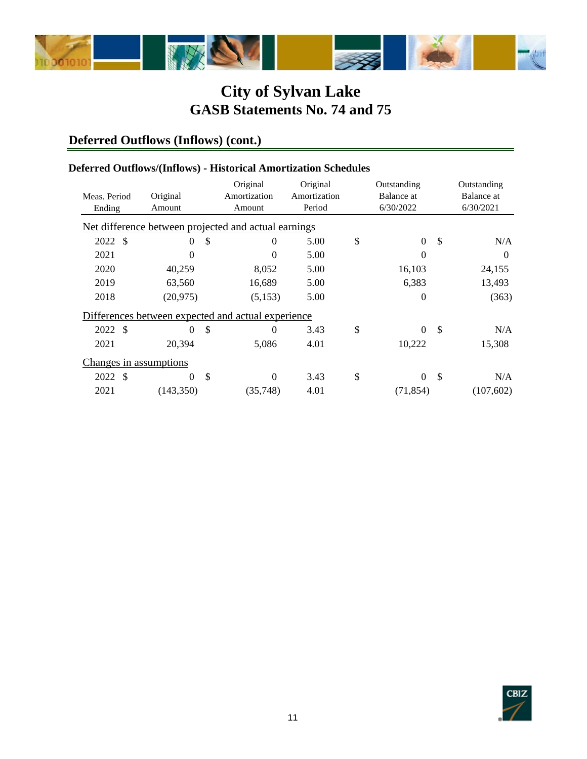# City of Sylvan Lake
## GASB Statements No. 74 and 75

## Deferred Outflows (Inflows) (cont.)

### Deferred Outflows/(Inflows) - Historical Amortization Schedules

| Meas. Period Ending | Original Amount | Original Amortization Amount | Original Amortization Period | Outstanding Balance at 6/30/2022 | Outstanding Balance at 6/30/2021 |
|---|---|---|---|---|---|
| Net difference between projected and actual earnings | | | | | |
| 2022 | $ 0 | $ 0 | 5.00 | $ 0 | $ N/A |
| 2021 | 0 | 0 | 5.00 | 0 | 0 |
| 2020 | 40,259 | 8,052 | 5.00 | 16,103 | 24,155 |
| 2019 | 63,560 | 16,689 | 5.00 | 6,383 | 13,493 |
| 2018 | (20,975) | (5,153) | 5.00 | 0 | (363) |
| Differences between expected and actual experience | | | | | |
| 2022 | $ 0 | $ 0 | 3.43 | $ 0 | $ N/A |
| 2021 | 20,394 | 5,086 | 4.01 | 10,222 | 15,308 |
| Changes in assumptions | | | | | |
| 2022 | $ 0 | $ 0 | 3.43 | $ 0 | $ N/A |
| 2021 | (143,350) | (35,748) | 4.01 | (71,854) | (107,602) |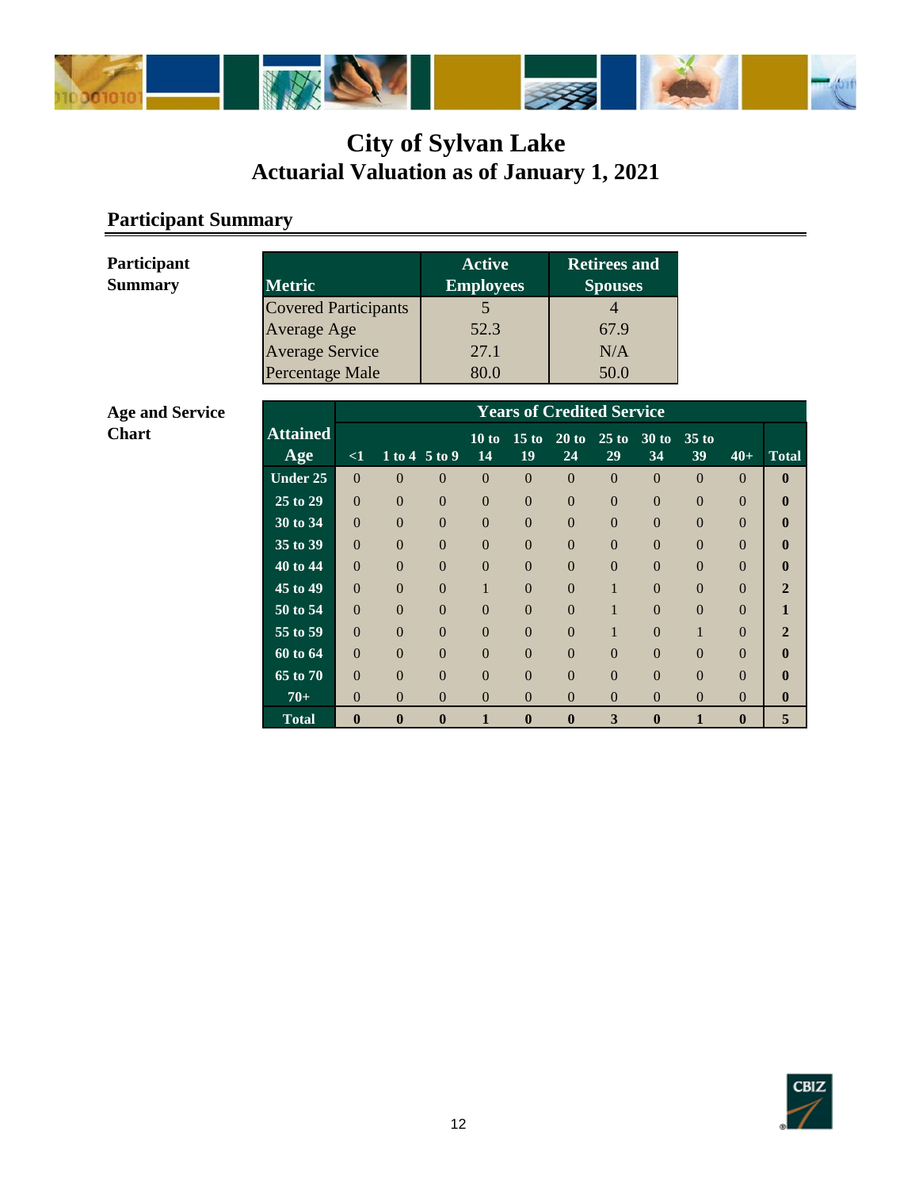# City of Sylvan Lake
## Actuarial Valuation as of January 1, 2021

## Participant Summary

**Participant Summary**

| Metric | Active Employees | Retirees and Spouses |
|---|---|---|
| Covered Participants | 5 | 4 |
| Average Age | 52.3 | 67.9 |
| Average Service | 27.1 | N/A |
| Percentage Male | 80.0 | 50.0 |

**Age and Service Chart**

| Attained Age | Years of Credited Service | | | | | | | | | | |
|---|---|---|---|---|---|---|---|---|---|---|---|
| | <1 | 1 to 4 | 5 to 9 | 10 to 14 | 15 to 19 | 20 to 24 | 25 to 29 | 30 to 34 | 35 to 39 | 40+ | Total |
| Under 25 | 0 | 0 | 0 | 0 | 0 | 0 | 0 | 0 | 0 | 0 | **0** |
| 25 to 29 | 0 | 0 | 0 | 0 | 0 | 0 | 0 | 0 | 0 | 0 | **0** |
| 30 to 34 | 0 | 0 | 0 | 0 | 0 | 0 | 0 | 0 | 0 | 0 | **0** |
| 35 to 39 | 0 | 0 | 0 | 0 | 0 | 0 | 0 | 0 | 0 | 0 | **0** |
| 40 to 44 | 0 | 0 | 0 | 0 | 0 | 0 | 0 | 0 | 0 | 0 | **0** |
| 45 to 49 | 0 | 0 | 0 | 1 | 0 | 0 | 1 | 0 | 0 | 0 | **2** |
| 50 to 54 | 0 | 0 | 0 | 0 | 0 | 0 | 1 | 0 | 0 | 0 | **1** |
| 55 to 59 | 0 | 0 | 0 | 0 | 0 | 0 | 1 | 0 | 1 | 0 | **2** |
| 60 to 64 | 0 | 0 | 0 | 0 | 0 | 0 | 0 | 0 | 0 | 0 | **0** |
| 65 to 70 | 0 | 0 | 0 | 0 | 0 | 0 | 0 | 0 | 0 | 0 | **0** |
| 70+ | 0 | 0 | 0 | 0 | 0 | 0 | 0 | 0 | 0 | 0 | **0** |
| **Total** | **0** | **0** | **0** | **1** | **0** | **0** | **3** | **0** | **1** | **0** | **5** |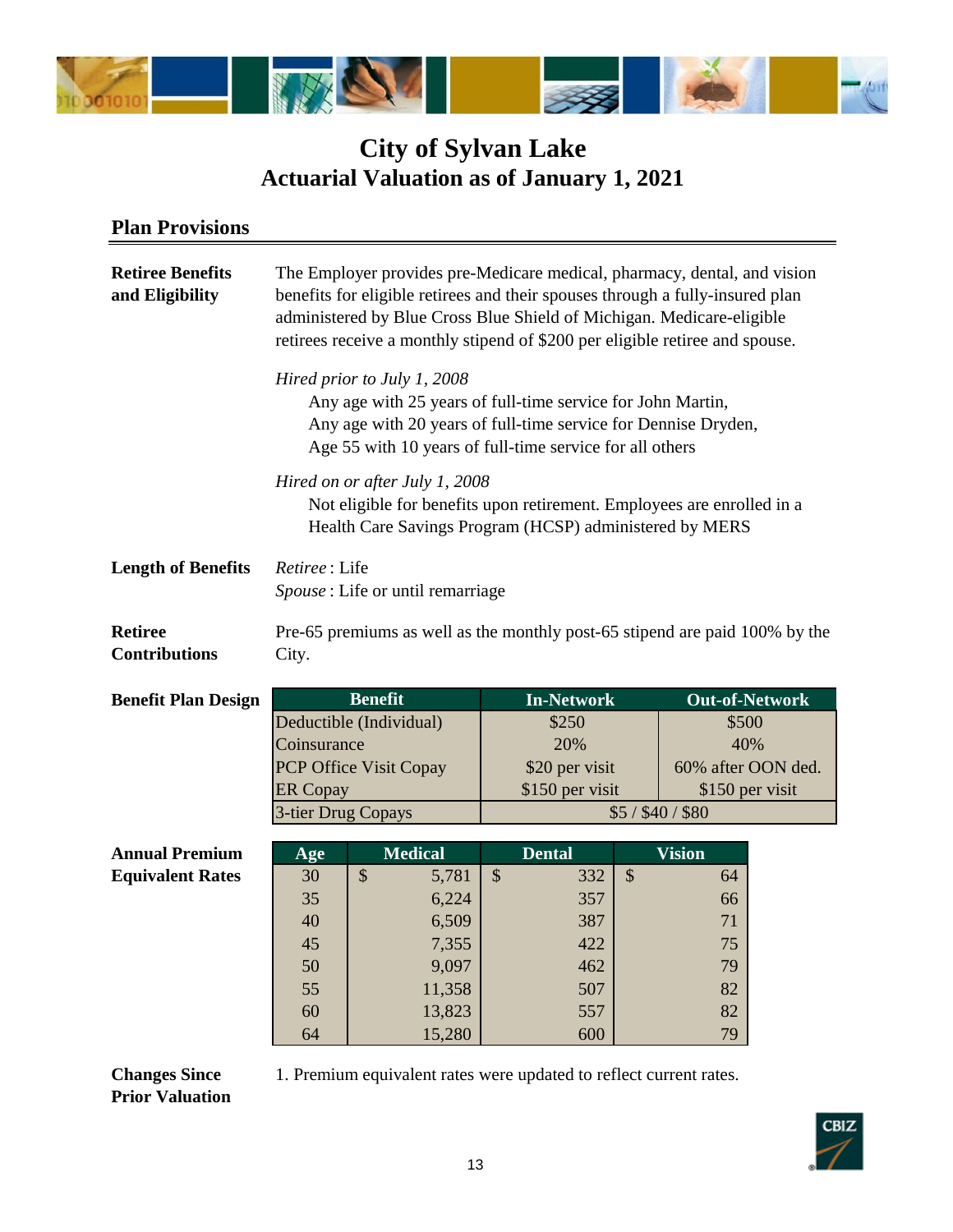# City of Sylvan Lake
## Actuarial Valuation as of January 1, 2021

## Plan Provisions

**Retiree Benefits and Eligibility**

The Employer provides pre-Medicare medical, pharmacy, dental, and vision benefits for eligible retirees and their spouses through a fully-insured plan administered by Blue Cross Blue Shield of Michigan. Medicare-eligible retirees receive a monthly stipend of $200 per eligible retiree and spouse.

*Hired prior to July 1, 2008*

Any age with 25 years of full-time service for John Martin,
Any age with 20 years of full-time service for Dennise Dryden,
Age 55 with 10 years of full-time service for all others

*Hired on or after July 1, 2008*

Not eligible for benefits upon retirement. Employees are enrolled in a Health Care Savings Program (HCSP) administered by MERS

**Length of Benefits**

*Retiree* : Life
*Spouse* : Life or until remarriage

**Retiree Contributions**

Pre-65 premiums as well as the monthly post-65 stipend are paid 100% by the City.

**Benefit Plan Design**

| Benefit | In-Network | Out-of-Network |
|---|---|---|
| Deductible (Individual) | $250 | $500 |
| Coinsurance | 20% | 40% |
| PCP Office Visit Copay | $20 per visit | 60% after OON ded. |
| ER Copay | $150 per visit | $150 per visit |
| 3-tier Drug Copays | $5 / $40 / $80 | |

**Annual Premium Equivalent Rates**

| Age | Medical | Dental | Vision |
|---|---|---|---|
| 30 | $ 5,781 | $ 332 | $ 64 |
| 35 | 6,224 | 357 | 66 |
| 40 | 6,509 | 387 | 71 |
| 45 | 7,355 | 422 | 75 |
| 50 | 9,097 | 462 | 79 |
| 55 | 11,358 | 507 | 82 |
| 60 | 13,823 | 557 | 82 |
| 64 | 15,280 | 600 | 79 |

**Changes Since Prior Valuation**

1. Premium equivalent rates were updated to reflect current rates.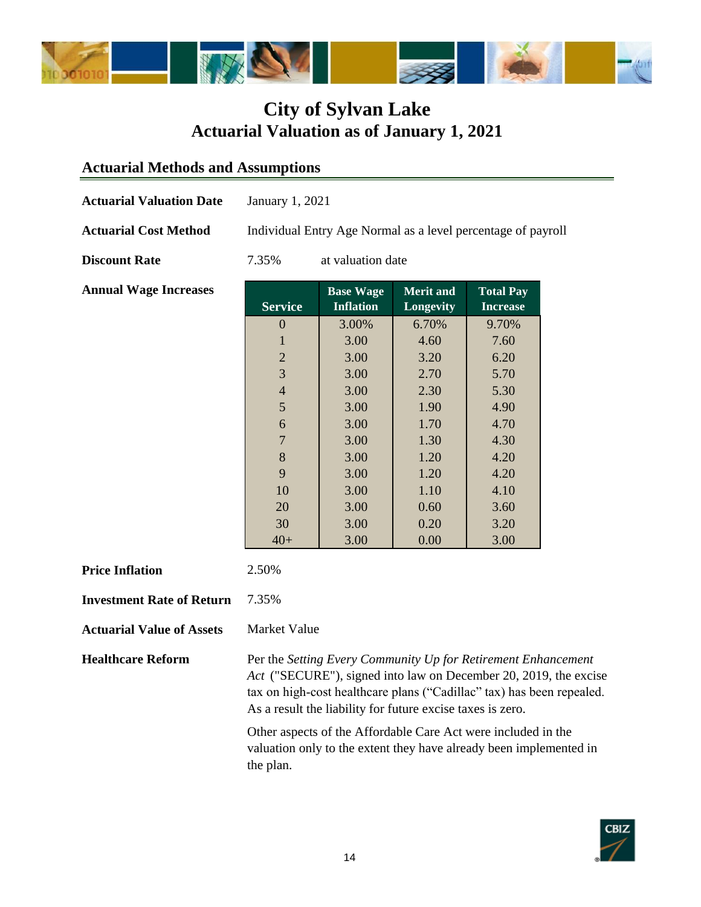# City of Sylvan Lake
# Actuarial Valuation as of January 1, 2021

## Actuarial Methods and Assumptions

**Actuarial Valuation Date** January 1, 2021

**Actuarial Cost Method** Individual Entry Age Normal as a level percentage of payroll

**Discount Rate** 7.35% at valuation date

**Annual Wage Increases**

| Service | Base Wage Inflation | Merit and Longevity | Total Pay Increase |
|---|---|---|---|
| 0 | 3.00% | 6.70% | 9.70% |
| 1 | 3.00 | 4.60 | 7.60 |
| 2 | 3.00 | 3.20 | 6.20 |
| 3 | 3.00 | 2.70 | 5.70 |
| 4 | 3.00 | 2.30 | 5.30 |
| 5 | 3.00 | 1.90 | 4.90 |
| 6 | 3.00 | 1.70 | 4.70 |
| 7 | 3.00 | 1.30 | 4.30 |
| 8 | 3.00 | 1.20 | 4.20 |
| 9 | 3.00 | 1.20 | 4.20 |
| 10 | 3.00 | 1.10 | 4.10 |
| 20 | 3.00 | 0.60 | 3.60 |
| 30 | 3.00 | 0.20 | 3.20 |
| 40+ | 3.00 | 0.00 | 3.00 |

**Price Inflation** 2.50%

**Investment Rate of Return** 7.35%

**Actuarial Value of Assets** Market Value

**Healthcare Reform** Per the *Setting Every Community Up for Retirement Enhancement Act* ("SECURE"), signed into law on December 20, 2019, the excise tax on high-cost healthcare plans ("Cadillac" tax) has been repealed. As a result the liability for future excise taxes is zero.

Other aspects of the Affordable Care Act were included in the valuation only to the extent they have already been implemented in the plan.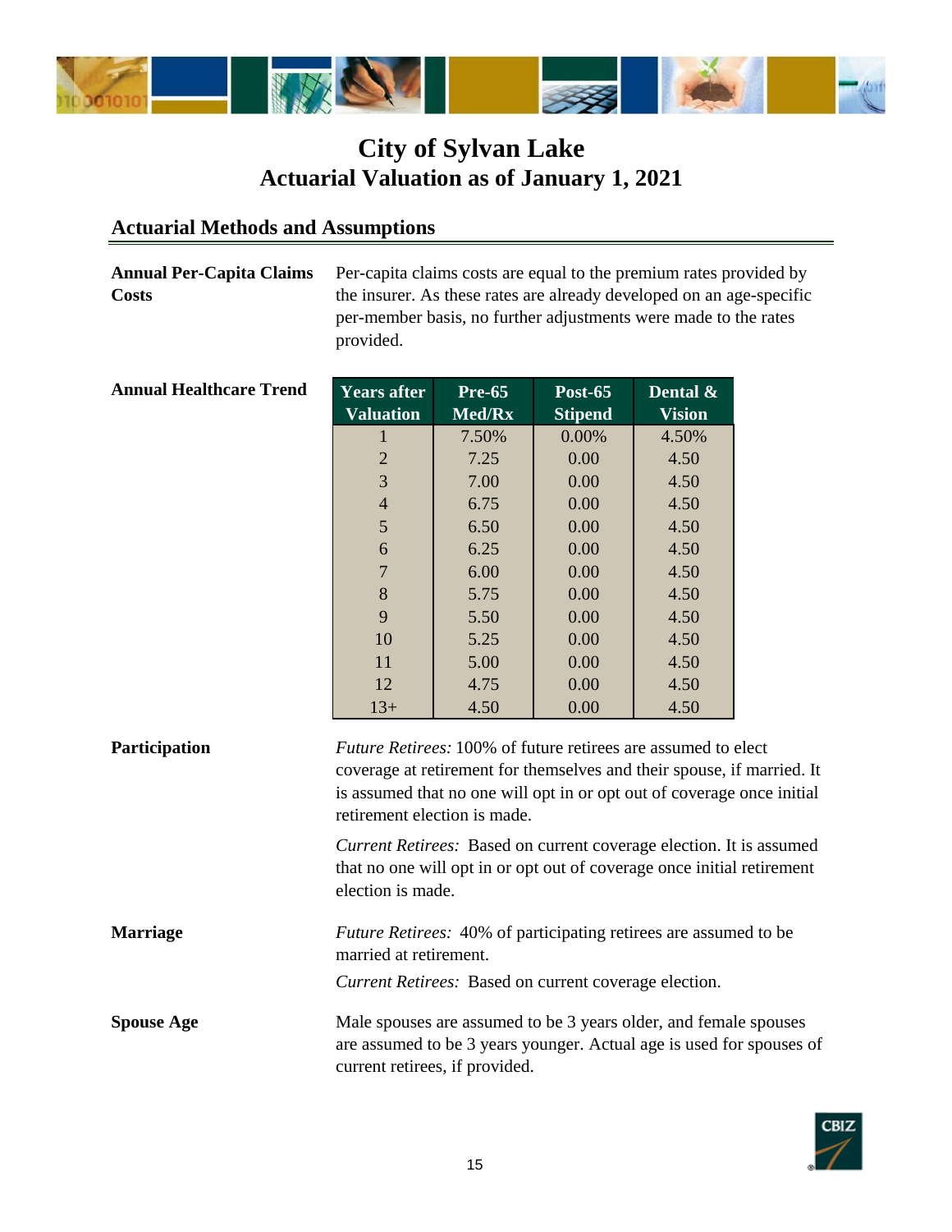# City of Sylvan Lake
## Actuarial Valuation as of January 1, 2021

### Actuarial Methods and Assumptions

**Annual Per-Capita Claims Costs**

Per-capita claims costs are equal to the premium rates provided by the insurer. As these rates are already developed on an age-specific per-member basis, no further adjustments were made to the rates provided.

**Annual Healthcare Trend**

| Years after Valuation | Pre-65 Med/Rx | Post-65 Stipend | Dental & Vision |
|---|---|---|---|
| 1 | 7.50% | 0.00% | 4.50% |
| 2 | 7.25 | 0.00 | 4.50 |
| 3 | 7.00 | 0.00 | 4.50 |
| 4 | 6.75 | 0.00 | 4.50 |
| 5 | 6.50 | 0.00 | 4.50 |
| 6 | 6.25 | 0.00 | 4.50 |
| 7 | 6.00 | 0.00 | 4.50 |
| 8 | 5.75 | 0.00 | 4.50 |
| 9 | 5.50 | 0.00 | 4.50 |
| 10 | 5.25 | 0.00 | 4.50 |
| 11 | 5.00 | 0.00 | 4.50 |
| 12 | 4.75 | 0.00 | 4.50 |
| 13+ | 4.50 | 0.00 | 4.50 |

**Participation**

*Future Retirees:* 100% of future retirees are assumed to elect coverage at retirement for themselves and their spouse, if married. It is assumed that no one will opt in or opt out of coverage once initial retirement election is made.

*Current Retirees:* Based on current coverage election. It is assumed that no one will opt in or opt out of coverage once initial retirement election is made.

**Marriage**

*Future Retirees:* 40% of participating retirees are assumed to be married at retirement.

*Current Retirees:* Based on current coverage election.

**Spouse Age**

Male spouses are assumed to be 3 years older, and female spouses are assumed to be 3 years younger. Actual age is used for spouses of current retirees, if provided.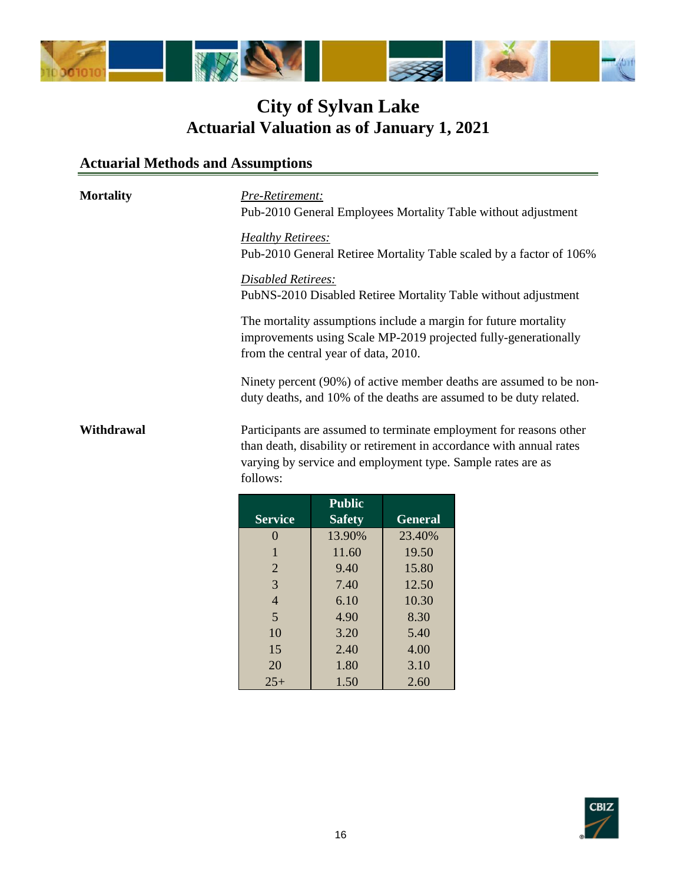# City of Sylvan Lake
## Actuarial Valuation as of January 1, 2021

### Actuarial Methods and Assumptions

**Mortality**

*Pre-Retirement:*
Pub-2010 General Employees Mortality Table without adjustment

*Healthy Retirees:*
Pub-2010 General Retiree Mortality Table scaled by a factor of 106%

*Disabled Retirees:*
PubNS-2010 Disabled Retiree Mortality Table without adjustment

The mortality assumptions include a margin for future mortality improvements using Scale MP-2019 projected fully-generationally from the central year of data, 2010.

Ninety percent (90%) of active member deaths are assumed to be non-duty deaths, and 10% of the deaths are assumed to be duty related.

**Withdrawal**

Participants are assumed to terminate employment for reasons other than death, disability or retirement in accordance with annual rates varying by service and employment type. Sample rates are as follows:

| Service | Public Safety | General |
|---|---|---|
| 0 | 13.90% | 23.40% |
| 1 | 11.60 | 19.50 |
| 2 | 9.40 | 15.80 |
| 3 | 7.40 | 12.50 |
| 4 | 6.10 | 10.30 |
| 5 | 4.90 | 8.30 |
| 10 | 3.20 | 5.40 |
| 15 | 2.40 | 4.00 |
| 20 | 1.80 | 3.10 |
| 25+ | 1.50 | 2.60 |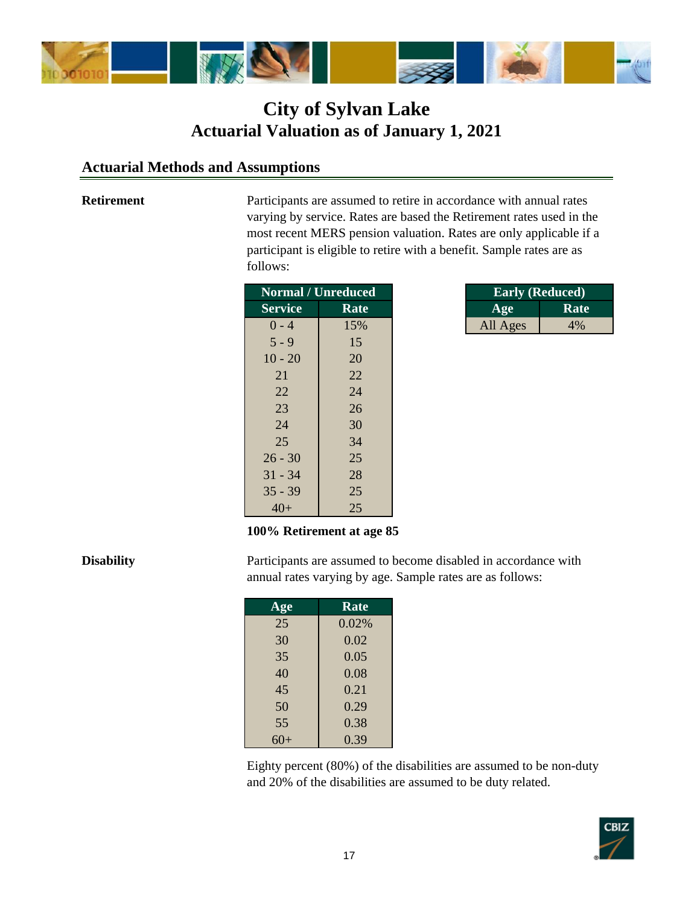# City of Sylvan Lake
## Actuarial Valuation as of January 1, 2021

### Actuarial Methods and Assumptions

**Retirement**

Participants are assumed to retire in accordance with annual rates varying by service. Rates are based the Retirement rates used in the most recent MERS pension valuation. Rates are only applicable if a participant is eligible to retire with a benefit. Sample rates are as follows:

| Normal / Unreduced | |
|---|---|
| **Service** | **Rate** |
| 0 - 4 | 15% |
| 5 - 9 | 15 |
| 10 - 20 | 20 |
| 21 | 22 |
| 22 | 24 |
| 23 | 26 |
| 24 | 30 |
| 25 | 34 |
| 26 - 30 | 25 |
| 31 - 34 | 28 |
| 35 - 39 | 25 |
| 40+ | 25 |

| Early (Reduced) | |
|---|---|
| **Age** | **Rate** |
| All Ages | 4% |

**100% Retirement at age 85**

**Disability**

Participants are assumed to become disabled in accordance with annual rates varying by age. Sample rates are as follows:

| Age | Rate |
|---|---|
| 25 | 0.02% |
| 30 | 0.02 |
| 35 | 0.05 |
| 40 | 0.08 |
| 45 | 0.21 |
| 50 | 0.29 |
| 55 | 0.38 |
| 60+ | 0.39 |

Eighty percent (80%) of the disabilities are assumed to be non-duty and 20% of the disabilities are assumed to be duty related.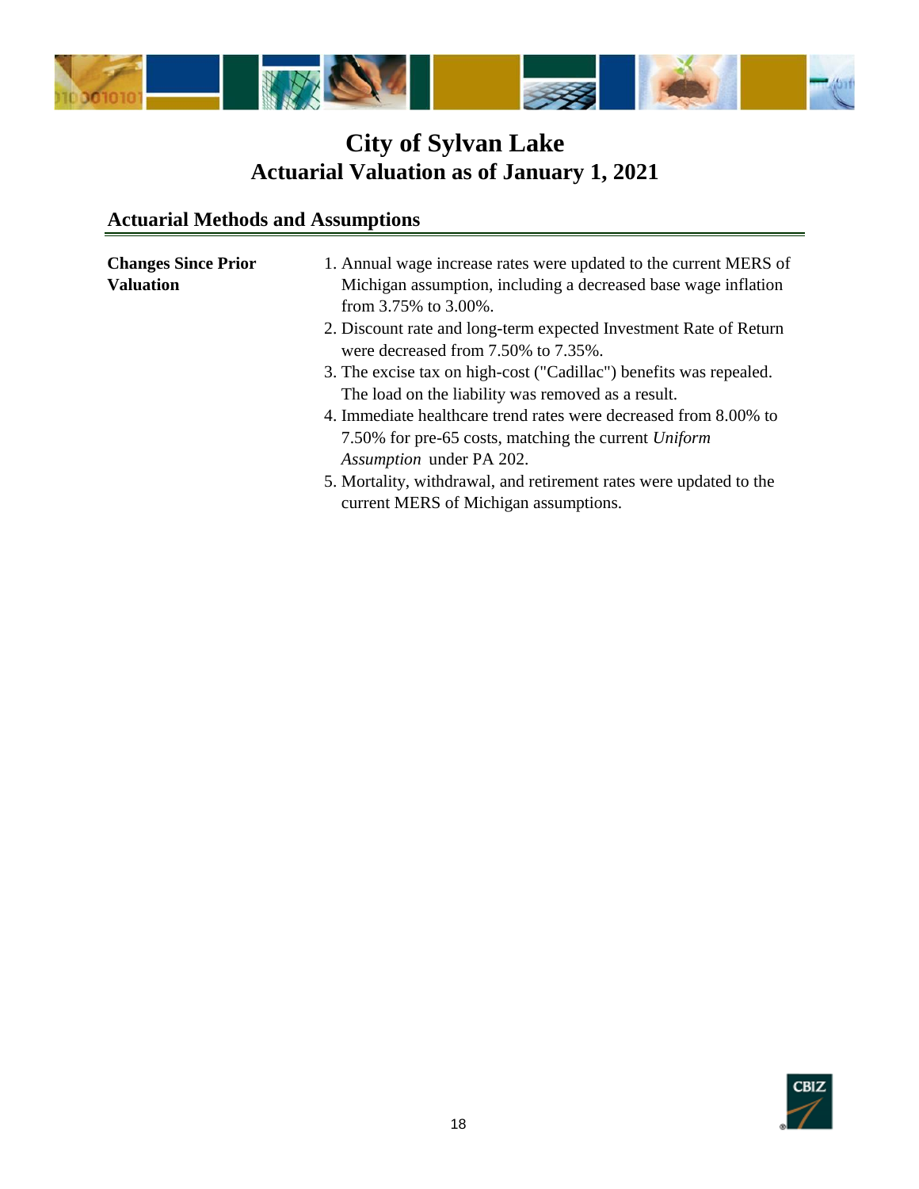# City of Sylvan Lake
## Actuarial Valuation as of January 1, 2021

### Actuarial Methods and Assumptions

**Changes Since Prior Valuation**

1. Annual wage increase rates were updated to the current MERS of Michigan assumption, including a decreased base wage inflation from 3.75% to 3.00%.
2. Discount rate and long-term expected Investment Rate of Return were decreased from 7.50% to 7.35%.
3. The excise tax on high-cost ("Cadillac") benefits was repealed. The load on the liability was removed as a result.
4. Immediate healthcare trend rates were decreased from 8.00% to 7.50% for pre-65 costs, matching the current *Uniform Assumption* under PA 202.
5. Mortality, withdrawal, and retirement rates were updated to the current MERS of Michigan assumptions.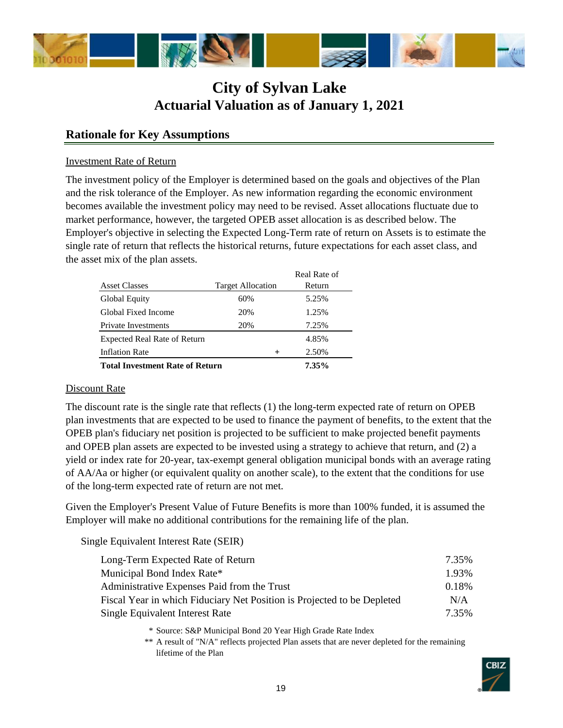# City of Sylvan Lake
## Actuarial Valuation as of January 1, 2021

## Rationale for Key Assumptions

Investment Rate of Return

The investment policy of the Employer is determined based on the goals and objectives of the Plan and the risk tolerance of the Employer. As new information regarding the economic environment becomes available the investment policy may need to be revised. Asset allocations fluctuate due to market performance, however, the targeted OPEB asset allocation is as described below. The Employer's objective in selecting the Expected Long-Term rate of return on Assets is to estimate the single rate of return that reflects the historical returns, future expectations for each asset class, and the asset mix of the plan assets.

| Asset Classes | Target Allocation | Real Rate of Return |
|---|---|---|
| Global Equity | 60% | 5.25% |
| Global Fixed Income | 20% | 1.25% |
| Private Investments | 20% | 7.25% |
| Expected Real Rate of Return | | 4.85% |
| Inflation Rate | + | 2.50% |
| **Total Investment Rate of Return** | | **7.35%** |

Discount Rate

The discount rate is the single rate that reflects (1) the long-term expected rate of return on OPEB plan investments that are expected to be used to finance the payment of benefits, to the extent that the OPEB plan's fiduciary net position is projected to be sufficient to make projected benefit payments and OPEB plan assets are expected to be invested using a strategy to achieve that return, and (2) a yield or index rate for 20-year, tax-exempt general obligation municipal bonds with an average rating of AA/Aa or higher (or equivalent quality on another scale), to the extent that the conditions for use of the long-term expected rate of return are not met.

Given the Employer's Present Value of Future Benefits is more than 100% funded, it is assumed the Employer will make no additional contributions for the remaining life of the plan.

Single Equivalent Interest Rate (SEIR)

| | |
|---|---|
| Long-Term Expected Rate of Return | 7.35% |
| Municipal Bond Index Rate* | 1.93% |
| Administrative Expenses Paid from the Trust | 0.18% |
| Fiscal Year in which Fiduciary Net Position is Projected to be Depleted | N/A |
| Single Equivalent Interest Rate | 7.35% |

\* Source: S&P Municipal Bond 20 Year High Grade Rate Index

** A result of "N/A" reflects projected Plan assets that are never depleted for the remaining lifetime of the Plan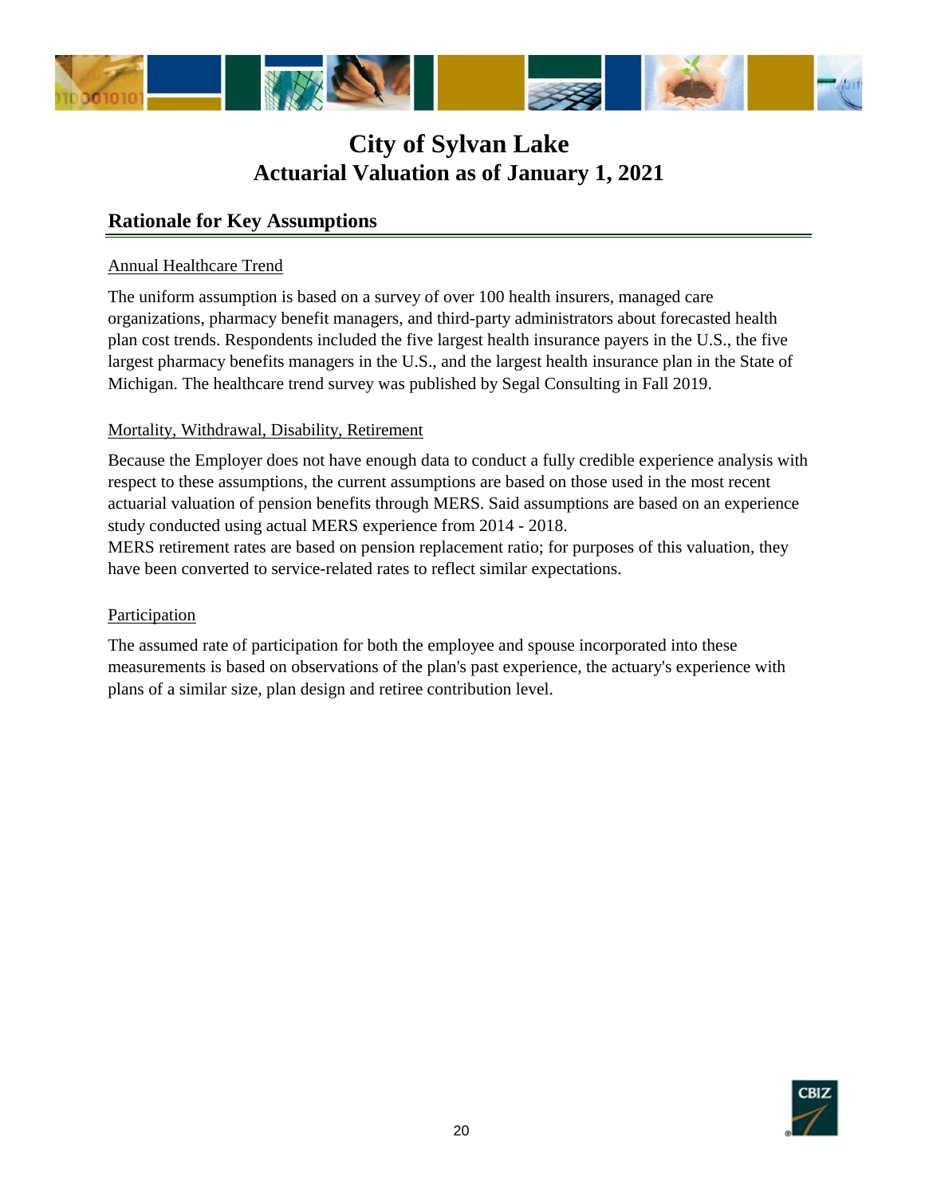# City of Sylvan Lake
## Actuarial Valuation as of January 1, 2021

### Rationale for Key Assumptions

Annual Healthcare Trend

The uniform assumption is based on a survey of over 100 health insurers, managed care organizations, pharmacy benefit managers, and third-party administrators about forecasted health plan cost trends. Respondents included the five largest health insurance payers in the U.S., the five largest pharmacy benefits managers in the U.S., and the largest health insurance plan in the State of Michigan. The healthcare trend survey was published by Segal Consulting in Fall 2019.

Mortality, Withdrawal, Disability, Retirement

Because the Employer does not have enough data to conduct a fully credible experience analysis with respect to these assumptions, the current assumptions are based on those used in the most recent actuarial valuation of pension benefits through MERS. Said assumptions are based on an experience study conducted using actual MERS experience from 2014 - 2018.
MERS retirement rates are based on pension replacement ratio; for purposes of this valuation, they have been converted to service-related rates to reflect similar expectations.

Participation

The assumed rate of participation for both the employee and spouse incorporated into these measurements is based on observations of the plan's past experience, the actuary's experience with plans of a similar size, plan design and retiree contribution level.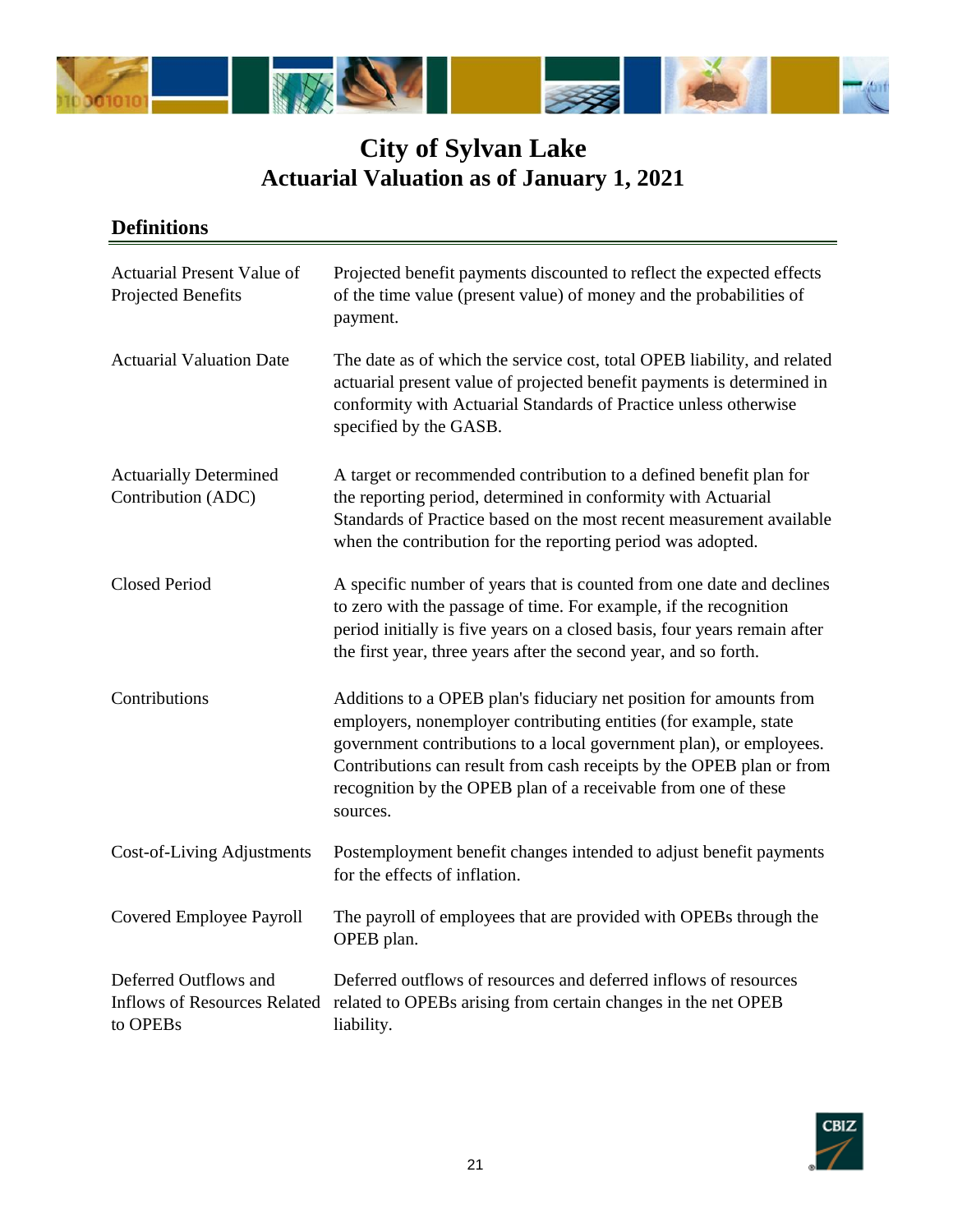# City of Sylvan Lake
## Actuarial Valuation as of January 1, 2021

### Definitions

| | |
|---|---|
| Actuarial Present Value of Projected Benefits | Projected benefit payments discounted to reflect the expected effects of the time value (present value) of money and the probabilities of payment. |
| Actuarial Valuation Date | The date as of which the service cost, total OPEB liability, and related actuarial present value of projected benefit payments is determined in conformity with Actuarial Standards of Practice unless otherwise specified by the GASB. |
| Actuarially Determined Contribution (ADC) | A target or recommended contribution to a defined benefit plan for the reporting period, determined in conformity with Actuarial Standards of Practice based on the most recent measurement available when the contribution for the reporting period was adopted. |
| Closed Period | A specific number of years that is counted from one date and declines to zero with the passage of time. For example, if the recognition period initially is five years on a closed basis, four years remain after the first year, three years after the second year, and so forth. |
| Contributions | Additions to a OPEB plan's fiduciary net position for amounts from employers, nonemployer contributing entities (for example, state government contributions to a local government plan), or employees. Contributions can result from cash receipts by the OPEB plan or from recognition by the OPEB plan of a receivable from one of these sources. |
| Cost-of-Living Adjustments | Postemployment benefit changes intended to adjust benefit payments for the effects of inflation. |
| Covered Employee Payroll | The payroll of employees that are provided with OPEBs through the OPEB plan. |
| Deferred Outflows and Inflows of Resources Related to OPEBs | Deferred outflows of resources and deferred inflows of resources related to OPEBs arising from certain changes in the net OPEB liability. |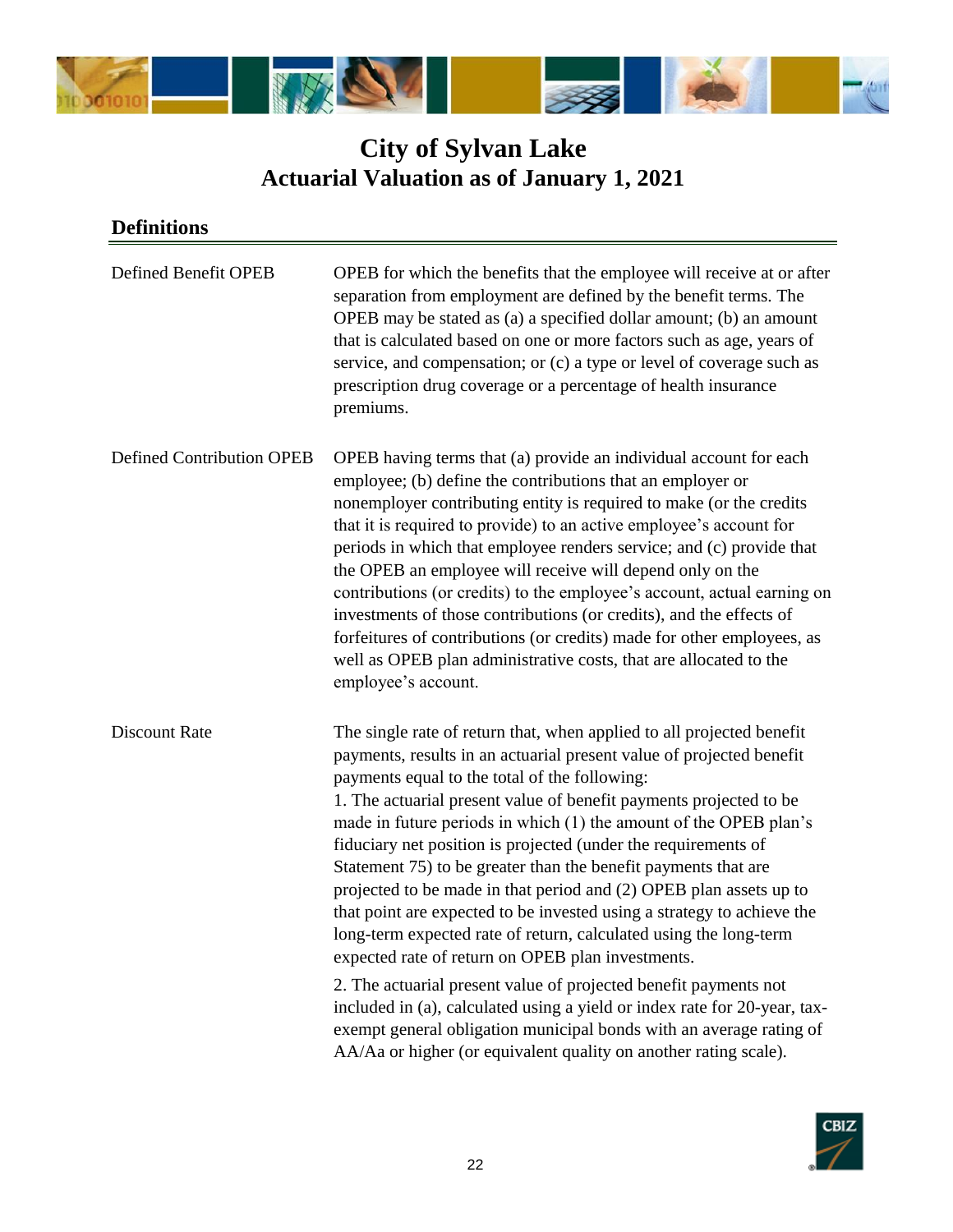# City of Sylvan Lake
## Actuarial Valuation as of January 1, 2021

### Definitions

| | |
|---|---|
| Defined Benefit OPEB | OPEB for which the benefits that the employee will receive at or after separation from employment are defined by the benefit terms. The OPEB may be stated as (a) a specified dollar amount; (b) an amount that is calculated based on one or more factors such as age, years of service, and compensation; or (c) a type or level of coverage such as prescription drug coverage or a percentage of health insurance premiums. |
| Defined Contribution OPEB | OPEB having terms that (a) provide an individual account for each employee; (b) define the contributions that an employer or nonemployer contributing entity is required to make (or the credits that it is required to provide) to an active employee's account for periods in which that employee renders service; and (c) provide that the OPEB an employee will receive will depend only on the contributions (or credits) to the employee's account, actual earning on investments of those contributions (or credits), and the effects of forfeitures of contributions (or credits) made for other employees, as well as OPEB plan administrative costs, that are allocated to the employee's account. |
| Discount Rate | The single rate of return that, when applied to all projected benefit payments, results in an actuarial present value of projected benefit payments equal to the total of the following:<br>1. The actuarial present value of benefit payments projected to be made in future periods in which (1) the amount of the OPEB plan's fiduciary net position is projected (under the requirements of Statement 75) to be greater than the benefit payments that are projected to be made in that period and (2) OPEB plan assets up to that point are expected to be invested using a strategy to achieve the long-term expected rate of return, calculated using the long-term expected rate of return on OPEB plan investments.<br>2. The actuarial present value of projected benefit payments not included in (a), calculated using a yield or index rate for 20-year, tax-exempt general obligation municipal bonds with an average rating of AA/Aa or higher (or equivalent quality on another rating scale). |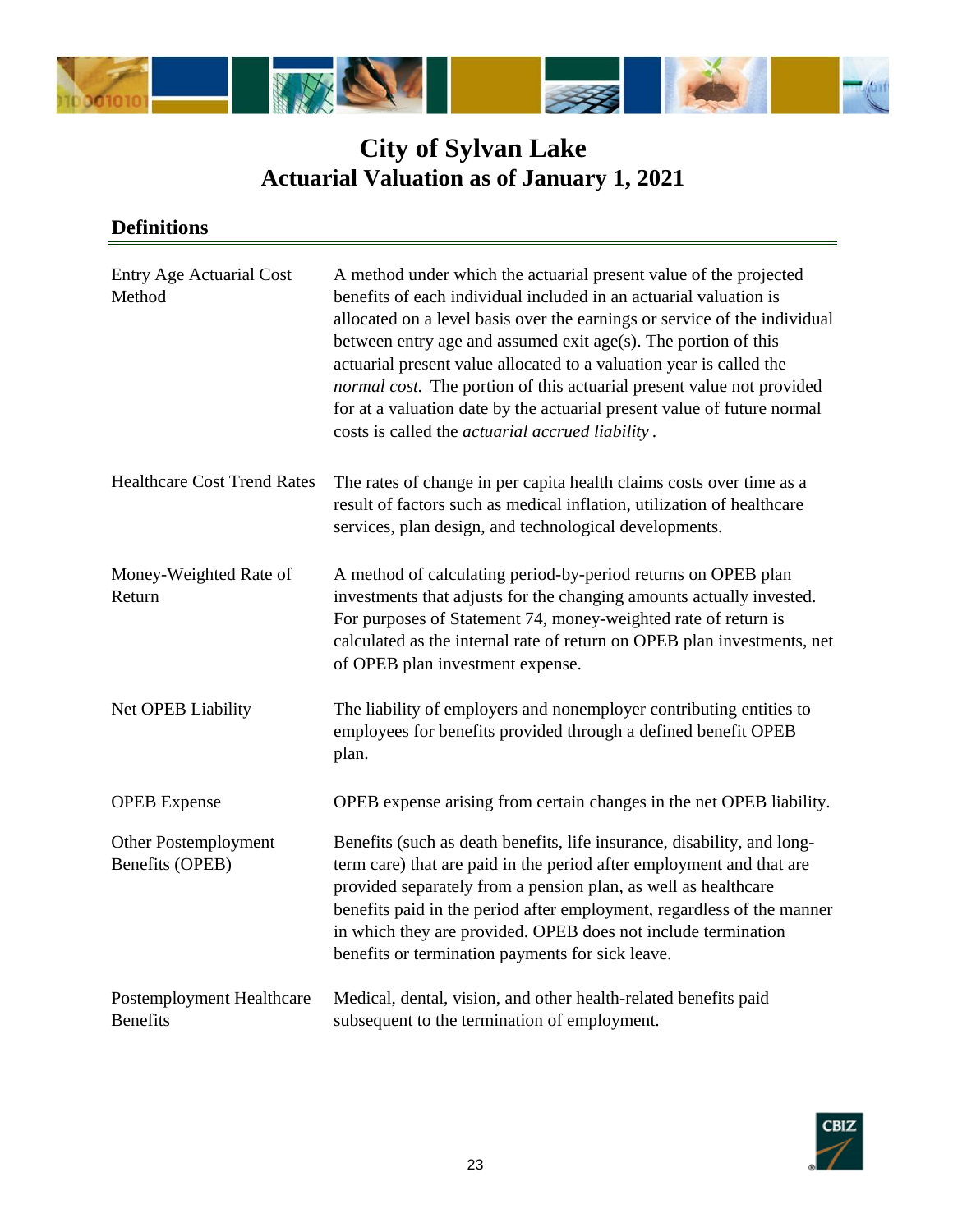# City of Sylvan Lake
## Actuarial Valuation as of January 1, 2021

### Definitions

| | |
|---|---|
| Entry Age Actuarial Cost Method | A method under which the actuarial present value of the projected benefits of each individual included in an actuarial valuation is allocated on a level basis over the earnings or service of the individual between entry age and assumed exit age(s). The portion of this actuarial present value allocated to a valuation year is called the *normal cost.* The portion of this actuarial present value not provided for at a valuation date by the actuarial present value of future normal costs is called the *actuarial accrued liability* . |
| Healthcare Cost Trend Rates | The rates of change in per capita health claims costs over time as a result of factors such as medical inflation, utilization of healthcare services, plan design, and technological developments. |
| Money-Weighted Rate of Return | A method of calculating period-by-period returns on OPEB plan investments that adjusts for the changing amounts actually invested. For purposes of Statement 74, money-weighted rate of return is calculated as the internal rate of return on OPEB plan investments, net of OPEB plan investment expense. |
| Net OPEB Liability | The liability of employers and nonemployer contributing entities to employees for benefits provided through a defined benefit OPEB plan. |
| OPEB Expense | OPEB expense arising from certain changes in the net OPEB liability. |
| Other Postemployment Benefits (OPEB) | Benefits (such as death benefits, life insurance, disability, and long-term care) that are paid in the period after employment and that are provided separately from a pension plan, as well as healthcare benefits paid in the period after employment, regardless of the manner in which they are provided. OPEB does not include termination benefits or termination payments for sick leave. |
| Postemployment Healthcare Benefits | Medical, dental, vision, and other health-related benefits paid subsequent to the termination of employment. |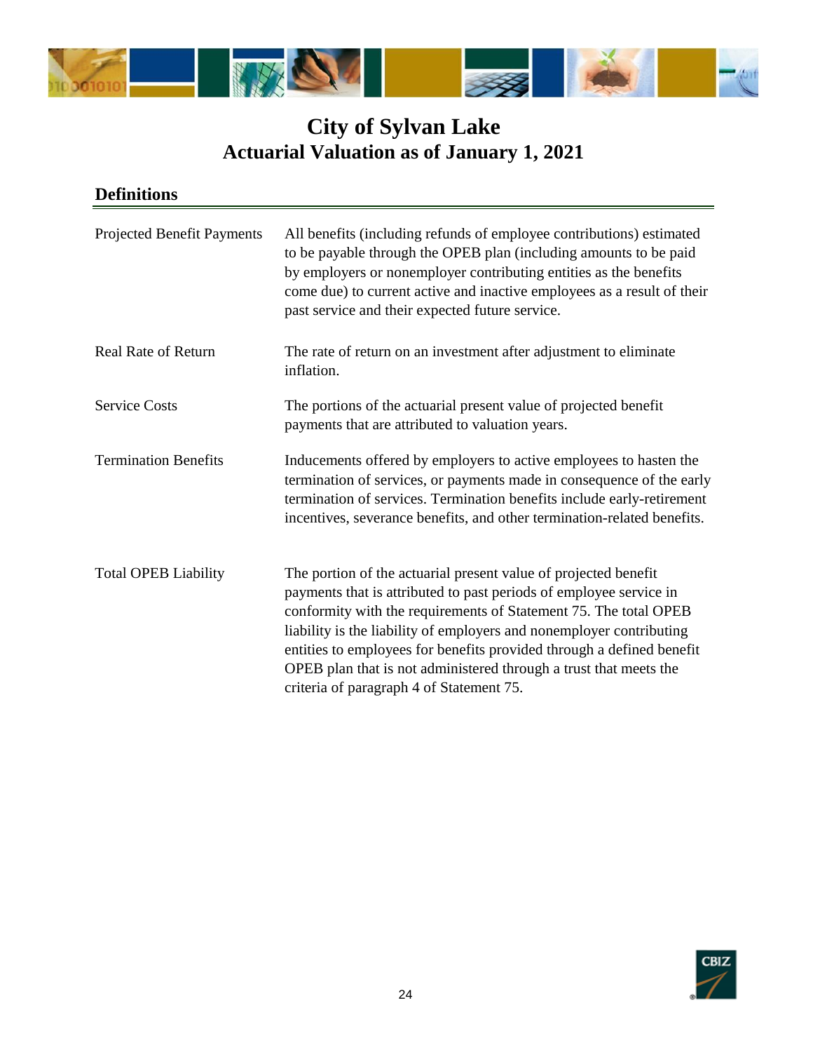# City of Sylvan Lake
## Actuarial Valuation as of January 1, 2021

### Definitions

| | |
|---|---|
| Projected Benefit Payments | All benefits (including refunds of employee contributions) estimated to be payable through the OPEB plan (including amounts to be paid by employers or nonemployer contributing entities as the benefits come due) to current active and inactive employees as a result of their past service and their expected future service. |
| Real Rate of Return | The rate of return on an investment after adjustment to eliminate inflation. |
| Service Costs | The portions of the actuarial present value of projected benefit payments that are attributed to valuation years. |
| Termination Benefits | Inducements offered by employers to active employees to hasten the termination of services, or payments made in consequence of the early termination of services. Termination benefits include early-retirement incentives, severance benefits, and other termination-related benefits. |
| Total OPEB Liability | The portion of the actuarial present value of projected benefit payments that is attributed to past periods of employee service in conformity with the requirements of Statement 75. The total OPEB liability is the liability of employers and nonemployer contributing entities to employees for benefits provided through a defined benefit OPEB plan that is not administered through a trust that meets the criteria of paragraph 4 of Statement 75. |